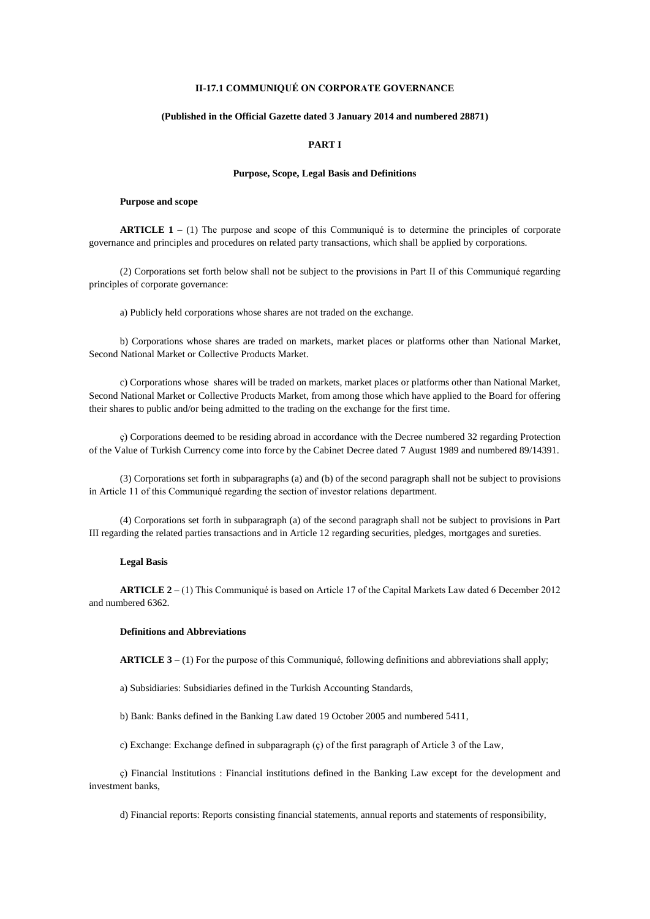# II-17.1 COMMUNIQUÉ ON CORPORATE GOVERNANCE

**(Published in the Official Gazette dated 3 January 2014 and numbered 28871)**

## PART I

### Purpose, Scope, Legal Basis and Definitions

**Purpose and scope**

**ARTICLE 1 –** (1) The purpose and scope of this Communiqué is to determine the principles of corporate governance and principles and procedures on related party transactions, which shall be applied by corporations.

(2) Corporations set forth below shall not be subject to the provisions in Part II of this Communiqué regarding principles of corporate governance:

a) Publicly held corporations whose shares are not traded on the exchange.

b) Corporations whose shares are traded on markets, market places or platforms other than National Market, Second National Market or Collective Products Market.

c) Corporations whose shares will be traded on markets, market places or platforms other than National Market, Second National Market or Collective Products Market, from among those which have applied to the Board for offering their shares to public and/or being admitted to the trading on the exchange for the first time.

ç) Corporations deemed to be residing abroad in accordance with the Decree numbered 32 regarding Protection of the Value of Turkish Currency come into force by the Cabinet Decree dated 7 August 1989 and numbered 89/14391.

(3) Corporations set forth in subparagraphs (a) and (b) of the second paragraph shall not be subject to provisions in Article 11 of this Communiqué regarding the section of investor relations department.

(4) Corporations set forth in subparagraph (a) of the second paragraph shall not be subject to provisions in Part III regarding the related parties transactions and in Article 12 regarding securities, pledges, mortgages and sureties.

**Legal Basis**

**ARTICLE 2 –** (1) This Communiqué is based on Article 17 of the Capital Markets Law dated 6 December 2012 and numbered 6362.

**Definitions and Abbreviations**

**ARTICLE 3 –** (1) For the purpose of this Communiqué, following definitions and abbreviations shall apply;

a) Subsidiaries: Subsidiaries defined in the Turkish Accounting Standards,

b) Bank: Banks defined in the Banking Law dated 19 October 2005 and numbered 5411,

c) Exchange: Exchange defined in subparagraph (ç) of the first paragraph of Article 3 of the Law,

ç) Financial Institutions : Financial institutions defined in the Banking Law except for the development and investment banks,

d) Financial reports: Reports consisting financial statements, annual reports and statements of responsibility,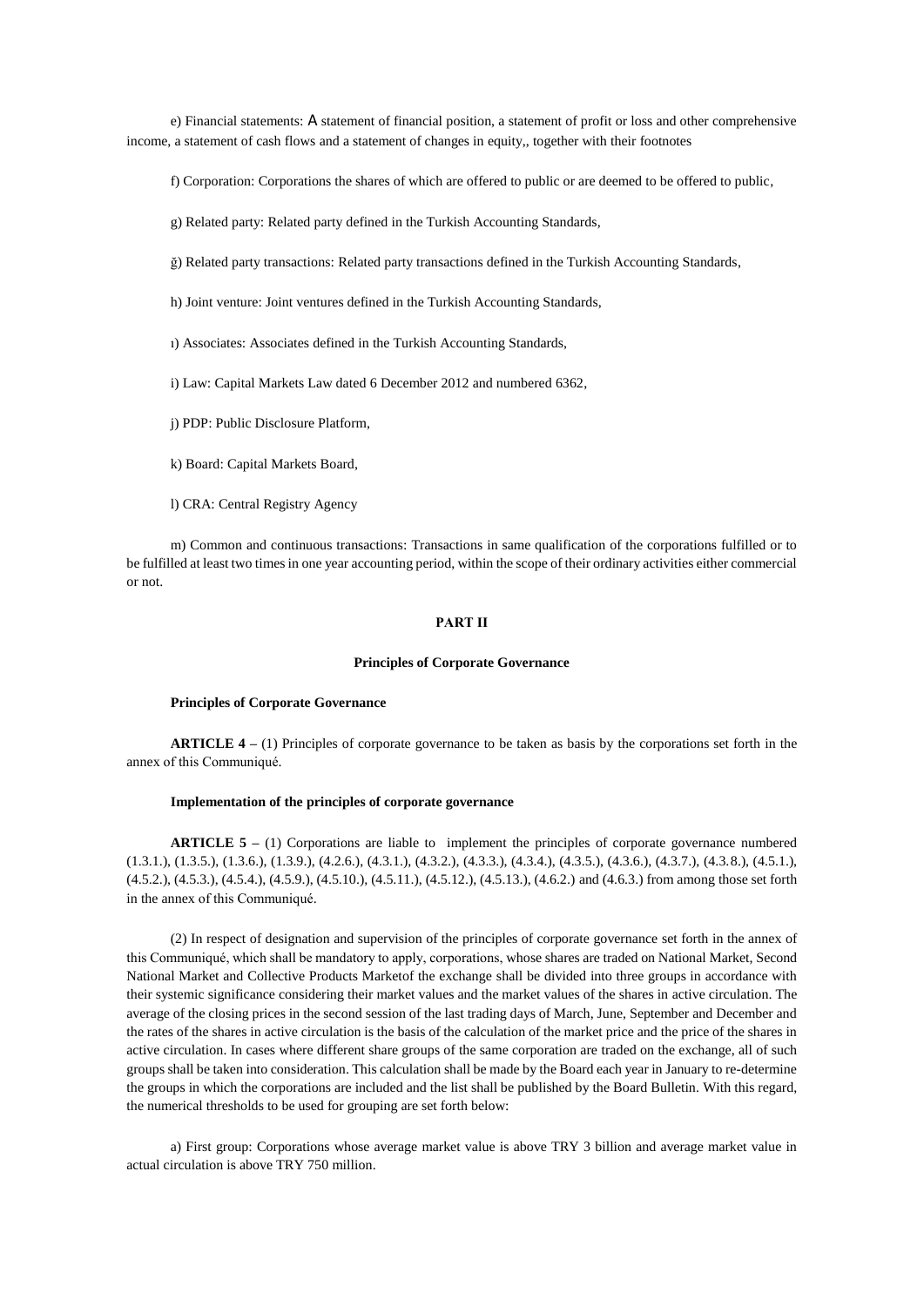e) Financial statements: A statement of financial position, a statement of profit or loss and other comprehensive income, a statement of cash flows and a statement of changes in equity,, together with their footnotes

f) Corporation: Corporations the shares of which are offered to public or are deemed to be offered to public,

g) Related party: Related party defined in the Turkish Accounting Standards,

ğ) Related party transactions: Related party transactions defined in the Turkish Accounting Standards,

h) Joint venture: Joint ventures defined in the Turkish Accounting Standards,

ı) Associates: Associates defined in the Turkish Accounting Standards,

i) Law: Capital Markets Law dated 6 December 2012 and numbered 6362,

j) PDP: Public Disclosure Platform,

k) Board: Capital Markets Board,

l) CRA: Central Registry Agency

m) Common and continuous transactions: Transactions in same qualification of the corporations fulfilled or to be fulfilled at least two times in one year accounting period, within the scope of their ordinary activities either commercial or not.

## PART II

### Principles of Corporate Governance

**Principles of Corporate Governance**

**ARTICLE 4 –** (1) Principles of corporate governance to be taken as basis by the corporations set forth in the annex of this Communiqué.

**Implementation of the principles of corporate governance**

**ARTICLE 5 –** (1) Corporations are liable to implement the principles of corporate governance numbered (1.3.1.), (1.3.5.), (1.3.6.), (1.3.9.), (4.2.6.), (4.3.1.), (4.3.2.), (4.3.3.), (4.3.4.), (4.3.5.), (4.3.6.), (4.3.7.), (4.3.8.), (4.5.1.), (4.5.2.), (4.5.3.), (4.5.4.), (4.5.9.), (4.5.10.), (4.5.11.), (4.5.12.), (4.5.13.), (4.6.2.) and (4.6.3.) from among those set forth in the annex of this Communiqué.

(2) In respect of designation and supervision of the principles of corporate governance set forth in the annex of this Communiqué, which shall be mandatory to apply, corporations, whose shares are traded on National Market, Second National Market and Collective Products Marketof the exchange shall be divided into three groups in accordance with their systemic significance considering their market values and the market values of the shares in active circulation. The average of the closing prices in the second session of the last trading days of March, June, September and December and the rates of the shares in active circulation is the basis of the calculation of the market price and the price of the shares in active circulation. In cases where different share groups of the same corporation are traded on the exchange, all of such groups shall be taken into consideration. This calculation shall be made by the Board each year in January to re-determine the groups in which the corporations are included and the list shall be published by the Board Bulletin. With this regard, the numerical thresholds to be used for grouping are set forth below:

a) First group: Corporations whose average market value is above TRY 3 billion and average market value in actual circulation is above TRY 750 million.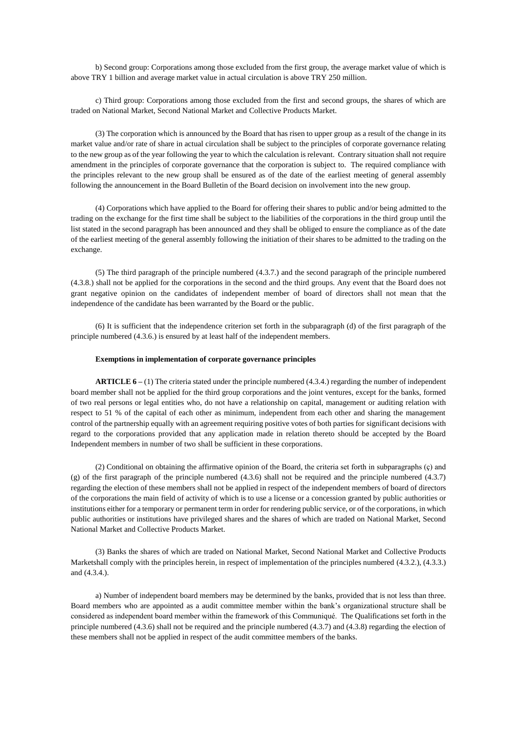b) Second group: Corporations among those excluded from the first group, the average market value of which is above TRY 1 billion and average market value in actual circulation is above TRY 250 million.

c) Third group: Corporations among those excluded from the first and second groups, the shares of which are traded on National Market, Second National Market and Collective Products Market.

(3) The corporation which is announced by the Board that has risen to upper group as a result of the change in its market value and/or rate of share in actual circulation shall be subject to the principles of corporate governance relating to the new group as of the year following the year to which the calculation is relevant. Contrary situation shall not require amendment in the principles of corporate governance that the corporation is subject to. The required compliance with the principles relevant to the new group shall be ensured as of the date of the earliest meeting of general assembly following the announcement in the Board Bulletin of the Board decision on involvement into the new group.

(4) Corporations which have applied to the Board for offering their shares to public and/or being admitted to the trading on the exchange for the first time shall be subject to the liabilities of the corporations in the third group until the list stated in the second paragraph has been announced and they shall be obliged to ensure the compliance as of the date of the earliest meeting of the general assembly following the initiation of their shares to be admitted to the trading on the exchange.

(5) The third paragraph of the principle numbered (4.3.7.) and the second paragraph of the principle numbered (4.3.8.) shall not be applied for the corporations in the second and the third groups. Any event that the Board does not grant negative opinion on the candidates of independent member of board of directors shall not mean that the independence of the candidate has been warranted by the Board or the public.

(6) It is sufficient that the independence criterion set forth in the subparagraph (d) of the first paragraph of the principle numbered (4.3.6.) is ensured by at least half of the independent members.

**Exemptions in implementation of corporate governance principles**

**ARTICLE 6 –** (1) The criteria stated under the principle numbered (4.3.4.) regarding the number of independent board member shall not be applied for the third group corporations and the joint ventures, except for the banks, formed of two real persons or legal entities who, do not have a relationship on capital, management or auditing relation with respect to 51 % of the capital of each other as minimum, independent from each other and sharing the management control of the partnership equally with an agreement requiring positive votes of both parties for significant decisions with regard to the corporations provided that any application made in relation thereto should be accepted by the Board Independent members in number of two shall be sufficient in these corporations.

(2) Conditional on obtaining the affirmative opinion of the Board, the criteria set forth in subparagraphs (ç) and (g) of the first paragraph of the principle numbered (4.3.6) shall not be required and the principle numbered (4.3.7) regarding the election of these members shall not be applied in respect of the independent members of board of directors of the corporations the main field of activity of which is to use a license or a concession granted by public authorities or institutions either for a temporary or permanent term in order for rendering public service, or of the corporations, in which public authorities or institutions have privileged shares and the shares of which are traded on National Market, Second National Market and Collective Products Market.

(3) Banks the shares of which are traded on National Market, Second National Market and Collective Products Marketshall comply with the principles herein, in respect of implementation of the principles numbered (4.3.2.), (4.3.3.) and (4.3.4.).

a) Number of independent board members may be determined by the banks, provided that is not less than three. Board members who are appointed as a audit committee member within the bank's organizational structure shall be considered as independent board member within the framework of this Communiqué. The Qualifications set forth in the principle numbered (4.3.6) shall not be required and the principle numbered (4.3.7) and (4.3.8) regarding the election of these members shall not be applied in respect of the audit committee members of the banks.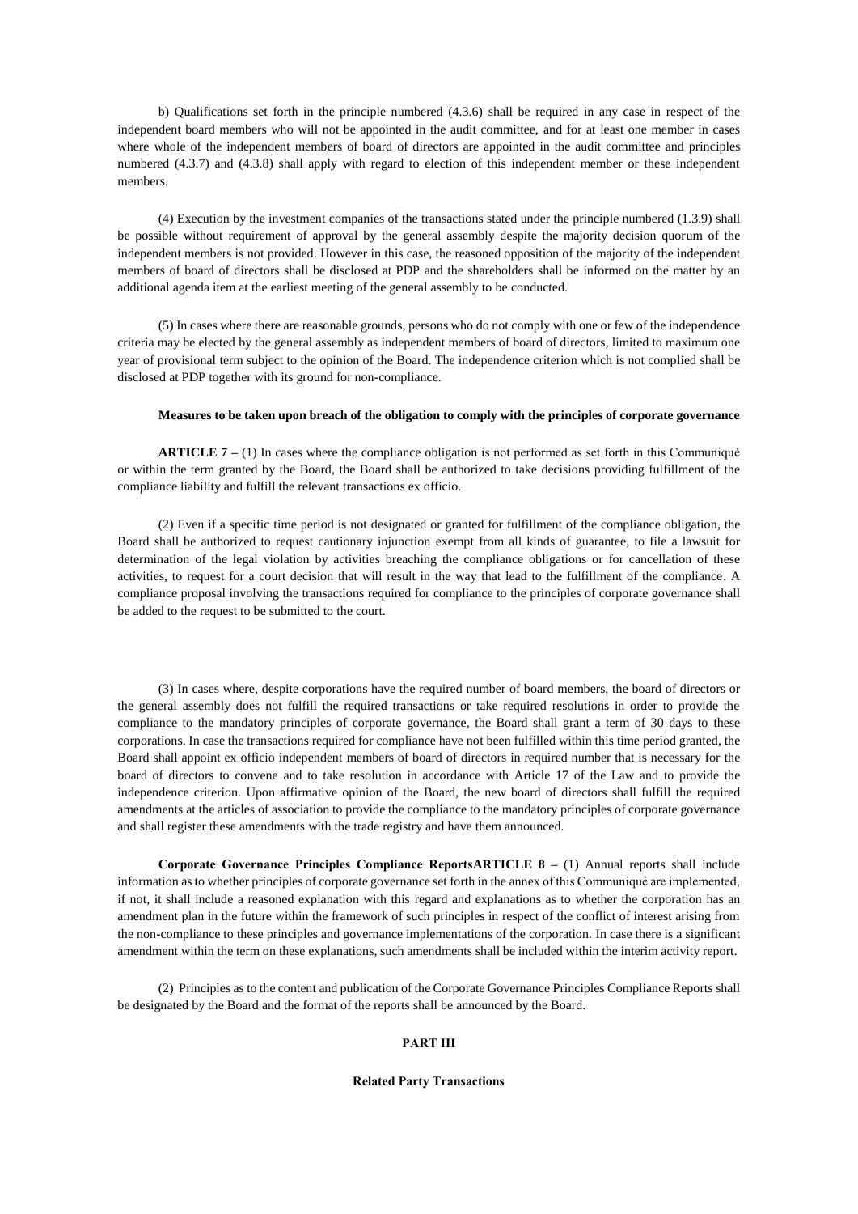b) Qualifications set forth in the principle numbered (4.3.6) shall be required in any case in respect of the independent board members who will not be appointed in the audit committee, and for at least one member in cases where whole of the independent members of board of directors are appointed in the audit committee and principles numbered (4.3.7) and (4.3.8) shall apply with regard to election of this independent member or these independent members.

(4) Execution by the investment companies of the transactions stated under the principle numbered (1.3.9) shall be possible without requirement of approval by the general assembly despite the majority decision quorum of the independent members is not provided. However in this case, the reasoned opposition of the majority of the independent members of board of directors shall be disclosed at PDP and the shareholders shall be informed on the matter by an additional agenda item at the earliest meeting of the general assembly to be conducted.

(5) In cases where there are reasonable grounds, persons who do not comply with one or few of the independence criteria may be elected by the general assembly as independent members of board of directors, limited to maximum one year of provisional term subject to the opinion of the Board. The independence criterion which is not complied shall be disclosed at PDP together with its ground for non-compliance.

**Measures to be taken upon breach of the obligation to comply with the principles of corporate governance**

**ARTICLE 7 –** (1) In cases where the compliance obligation is not performed as set forth in this Communiqué or within the term granted by the Board, the Board shall be authorized to take decisions providing fulfillment of the compliance liability and fulfill the relevant transactions ex officio.

(2) Even if a specific time period is not designated or granted for fulfillment of the compliance obligation, the Board shall be authorized to request cautionary injunction exempt from all kinds of guarantee, to file a lawsuit for determination of the legal violation by activities breaching the compliance obligations or for cancellation of these activities, to request for a court decision that will result in the way that lead to the fulfillment of the compliance. A compliance proposal involving the transactions required for compliance to the principles of corporate governance shall be added to the request to be submitted to the court.

(3) In cases where, despite corporations have the required number of board members, the board of directors or the general assembly does not fulfill the required transactions or take required resolutions in order to provide the compliance to the mandatory principles of corporate governance, the Board shall grant a term of 30 days to these corporations. In case the transactions required for compliance have not been fulfilled within this time period granted, the Board shall appoint ex officio independent members of board of directors in required number that is necessary for the board of directors to convene and to take resolution in accordance with Article 17 of the Law and to provide the independence criterion. Upon affirmative opinion of the Board, the new board of directors shall fulfill the required amendments at the articles of association to provide the compliance to the mandatory principles of corporate governance and shall register these amendments with the trade registry and have them announced.

**Corporate Governance Principles Compliance ReportsARTICLE 8 –** (1) Annual reports shall include information as to whether principles of corporate governance set forth in the annex of this Communiqué are implemented, if not, it shall include a reasoned explanation with this regard and explanations as to whether the corporation has an amendment plan in the future within the framework of such principles in respect of the conflict of interest arising from the non-compliance to these principles and governance implementations of the corporation. In case there is a significant amendment within the term on these explanations, such amendments shall be included within the interim activity report.

(2) Principles as to the content and publication of the Corporate Governance Principles Compliance Reports shall be designated by the Board and the format of the reports shall be announced by the Board.

## PART III

### Related Party Transactions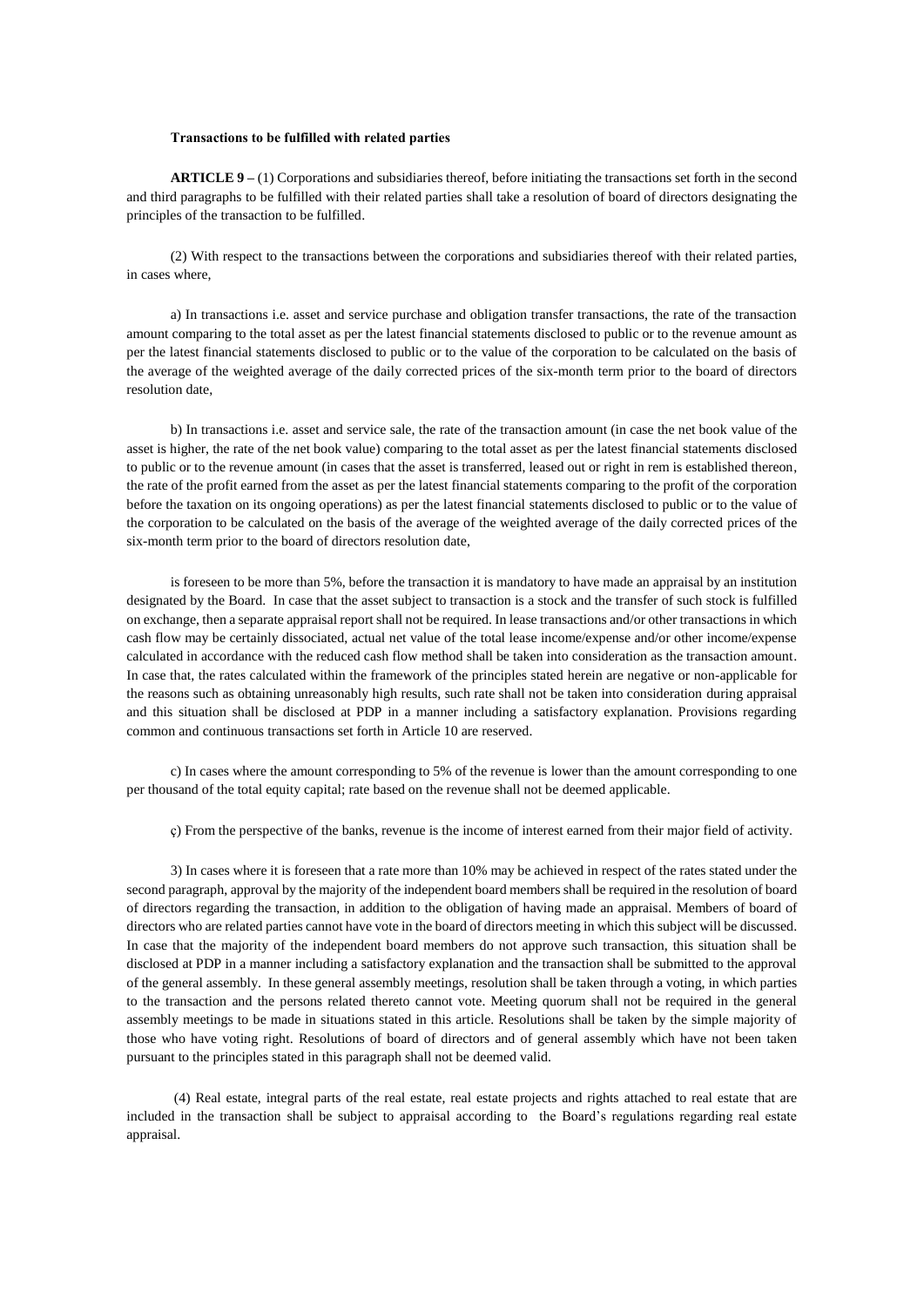**Transactions to be fulfilled with related parties**

**ARTICLE 9 –** (1) Corporations and subsidiaries thereof, before initiating the transactions set forth in the second and third paragraphs to be fulfilled with their related parties shall take a resolution of board of directors designating the principles of the transaction to be fulfilled.

(2) With respect to the transactions between the corporations and subsidiaries thereof with their related parties, in cases where,

a) In transactions i.e. asset and service purchase and obligation transfer transactions, the rate of the transaction amount comparing to the total asset as per the latest financial statements disclosed to public or to the revenue amount as per the latest financial statements disclosed to public or to the value of the corporation to be calculated on the basis of the average of the weighted average of the daily corrected prices of the six-month term prior to the board of directors resolution date,

b) In transactions i.e. asset and service sale, the rate of the transaction amount (in case the net book value of the asset is higher, the rate of the net book value) comparing to the total asset as per the latest financial statements disclosed to public or to the revenue amount (in cases that the asset is transferred, leased out or right in rem is established thereon, the rate of the profit earned from the asset as per the latest financial statements comparing to the profit of the corporation before the taxation on its ongoing operations) as per the latest financial statements disclosed to public or to the value of the corporation to be calculated on the basis of the average of the weighted average of the daily corrected prices of the six-month term prior to the board of directors resolution date,

is foreseen to be more than 5%, before the transaction it is mandatory to have made an appraisal by an institution designated by the Board. In case that the asset subject to transaction is a stock and the transfer of such stock is fulfilled on exchange, then a separate appraisal report shall not be required. In lease transactions and/or other transactions in which cash flow may be certainly dissociated, actual net value of the total lease income/expense and/or other income/expense calculated in accordance with the reduced cash flow method shall be taken into consideration as the transaction amount. In case that, the rates calculated within the framework of the principles stated herein are negative or non-applicable for the reasons such as obtaining unreasonably high results, such rate shall not be taken into consideration during appraisal and this situation shall be disclosed at PDP in a manner including a satisfactory explanation. Provisions regarding common and continuous transactions set forth in Article 10 are reserved.

c) In cases where the amount corresponding to 5% of the revenue is lower than the amount corresponding to one per thousand of the total equity capital; rate based on the revenue shall not be deemed applicable.

ç) From the perspective of the banks, revenue is the income of interest earned from their major field of activity.

3) In cases where it is foreseen that a rate more than 10% may be achieved in respect of the rates stated under the second paragraph, approval by the majority of the independent board members shall be required in the resolution of board of directors regarding the transaction, in addition to the obligation of having made an appraisal. Members of board of directors who are related parties cannot have vote in the board of directors meeting in which this subject will be discussed. In case that the majority of the independent board members do not approve such transaction, this situation shall be disclosed at PDP in a manner including a satisfactory explanation and the transaction shall be submitted to the approval of the general assembly. In these general assembly meetings, resolution shall be taken through a voting, in which parties to the transaction and the persons related thereto cannot vote. Meeting quorum shall not be required in the general assembly meetings to be made in situations stated in this article. Resolutions shall be taken by the simple majority of those who have voting right. Resolutions of board of directors and of general assembly which have not been taken pursuant to the principles stated in this paragraph shall not be deemed valid.

(4) Real estate, integral parts of the real estate, real estate projects and rights attached to real estate that are included in the transaction shall be subject to appraisal according to the Board's regulations regarding real estate appraisal.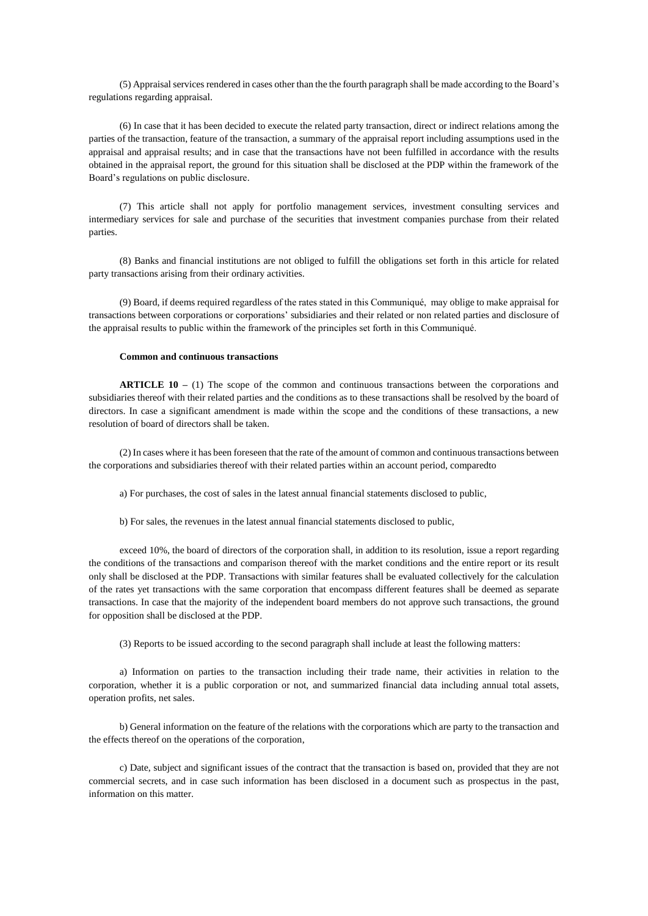(5) Appraisal services rendered in cases other than the the fourth paragraph shall be made according to the Board's regulations regarding appraisal.

(6) In case that it has been decided to execute the related party transaction, direct or indirect relations among the parties of the transaction, feature of the transaction, a summary of the appraisal report including assumptions used in the appraisal and appraisal results; and in case that the transactions have not been fulfilled in accordance with the results obtained in the appraisal report, the ground for this situation shall be disclosed at the PDP within the framework of the Board's regulations on public disclosure.

(7) This article shall not apply for portfolio management services, investment consulting services and intermediary services for sale and purchase of the securities that investment companies purchase from their related parties.

(8) Banks and financial institutions are not obliged to fulfill the obligations set forth in this article for related party transactions arising from their ordinary activities.

(9) Board, if deems required regardless of the rates stated in this Communiqué, may oblige to make appraisal for transactions between corporations or corporations' subsidiaries and their related or non related parties and disclosure of the appraisal results to public within the framework of the principles set forth in this Communiqué.

**Common and continuous transactions**

**ARTICLE 10 –** (1) The scope of the common and continuous transactions between the corporations and subsidiaries thereof with their related parties and the conditions as to these transactions shall be resolved by the board of directors. In case a significant amendment is made within the scope and the conditions of these transactions, a new resolution of board of directors shall be taken.

(2) In cases where it has been foreseen that the rate of the amount of common and continuous transactions between the corporations and subsidiaries thereof with their related parties within an account period, comparedto

a) For purchases, the cost of sales in the latest annual financial statements disclosed to public,

b) For sales, the revenues in the latest annual financial statements disclosed to public,

exceed 10%, the board of directors of the corporation shall, in addition to its resolution, issue a report regarding the conditions of the transactions and comparison thereof with the market conditions and the entire report or its result only shall be disclosed at the PDP. Transactions with similar features shall be evaluated collectively for the calculation of the rates yet transactions with the same corporation that encompass different features shall be deemed as separate transactions. In case that the majority of the independent board members do not approve such transactions, the ground for opposition shall be disclosed at the PDP.

(3) Reports to be issued according to the second paragraph shall include at least the following matters:

a) Information on parties to the transaction including their trade name, their activities in relation to the corporation, whether it is a public corporation or not, and summarized financial data including annual total assets, operation profits, net sales.

b) General information on the feature of the relations with the corporations which are party to the transaction and the effects thereof on the operations of the corporation,

c) Date, subject and significant issues of the contract that the transaction is based on, provided that they are not commercial secrets, and in case such information has been disclosed in a document such as prospectus in the past, information on this matter.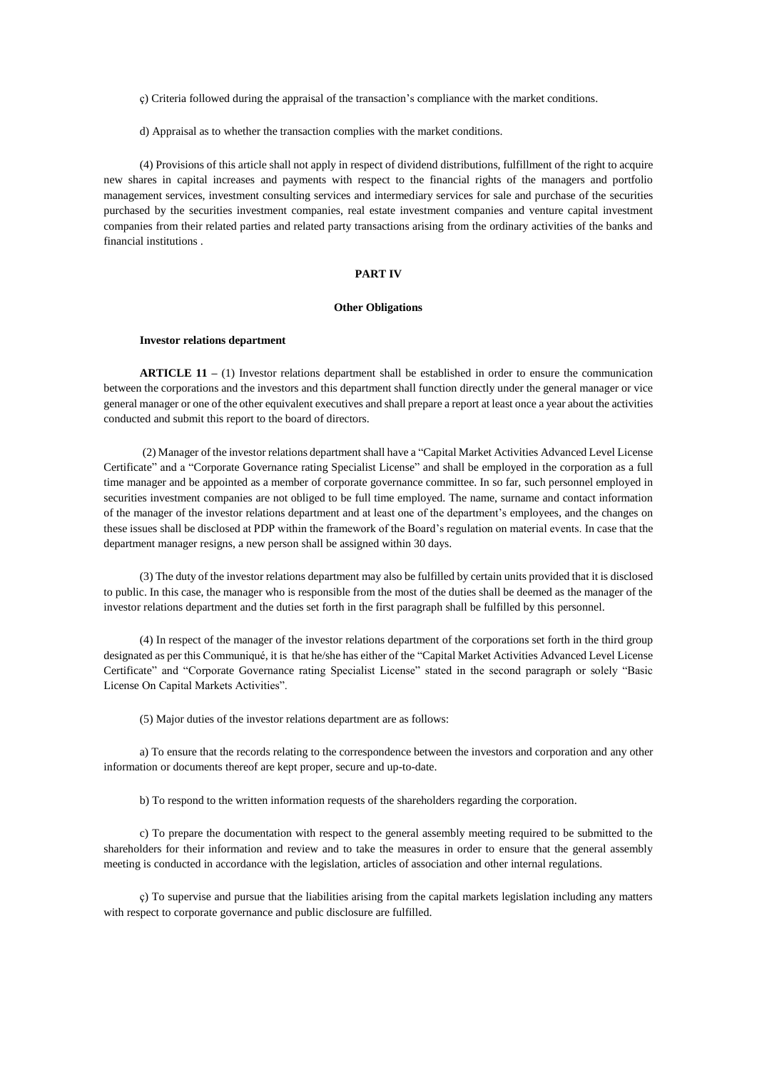ç) Criteria followed during the appraisal of the transaction's compliance with the market conditions.

d) Appraisal as to whether the transaction complies with the market conditions.

(4) Provisions of this article shall not apply in respect of dividend distributions, fulfillment of the right to acquire new shares in capital increases and payments with respect to the financial rights of the managers and portfolio management services, investment consulting services and intermediary services for sale and purchase of the securities purchased by the securities investment companies, real estate investment companies and venture capital investment companies from their related parties and related party transactions arising from the ordinary activities of the banks and financial institutions .

## PART IV

## Other Obligations

### Investor relations department

**ARTICLE 11 –** (1) Investor relations department shall be established in order to ensure the communication between the corporations and the investors and this department shall function directly under the general manager or vice general manager or one of the other equivalent executives and shall prepare a report at least once a year about the activities conducted and submit this report to the board of directors.

(2) Manager of the investor relations department shall have a "Capital Market Activities Advanced Level License Certificate" and a "Corporate Governance rating Specialist License" and shall be employed in the corporation as a full time manager and be appointed as a member of corporate governance committee. In so far, such personnel employed in securities investment companies are not obliged to be full time employed. The name, surname and contact information of the manager of the investor relations department and at least one of the department's employees, and the changes on these issues shall be disclosed at PDP within the framework of the Board's regulation on material events. In case that the department manager resigns, a new person shall be assigned within 30 days.

(3) The duty of the investor relations department may also be fulfilled by certain units provided that it is disclosed to public. In this case, the manager who is responsible from the most of the duties shall be deemed as the manager of the investor relations department and the duties set forth in the first paragraph shall be fulfilled by this personnel.

(4) In respect of the manager of the investor relations department of the corporations set forth in the third group designated as per this Communiqué, it is that he/she has either of the "Capital Market Activities Advanced Level License Certificate" and "Corporate Governance rating Specialist License" stated in the second paragraph or solely "Basic License On Capital Markets Activities".

(5) Major duties of the investor relations department are as follows:

a) To ensure that the records relating to the correspondence between the investors and corporation and any other information or documents thereof are kept proper, secure and up-to-date.

b) To respond to the written information requests of the shareholders regarding the corporation.

c) To prepare the documentation with respect to the general assembly meeting required to be submitted to the shareholders for their information and review and to take the measures in order to ensure that the general assembly meeting is conducted in accordance with the legislation, articles of association and other internal regulations.

ç) To supervise and pursue that the liabilities arising from the capital markets legislation including any matters with respect to corporate governance and public disclosure are fulfilled.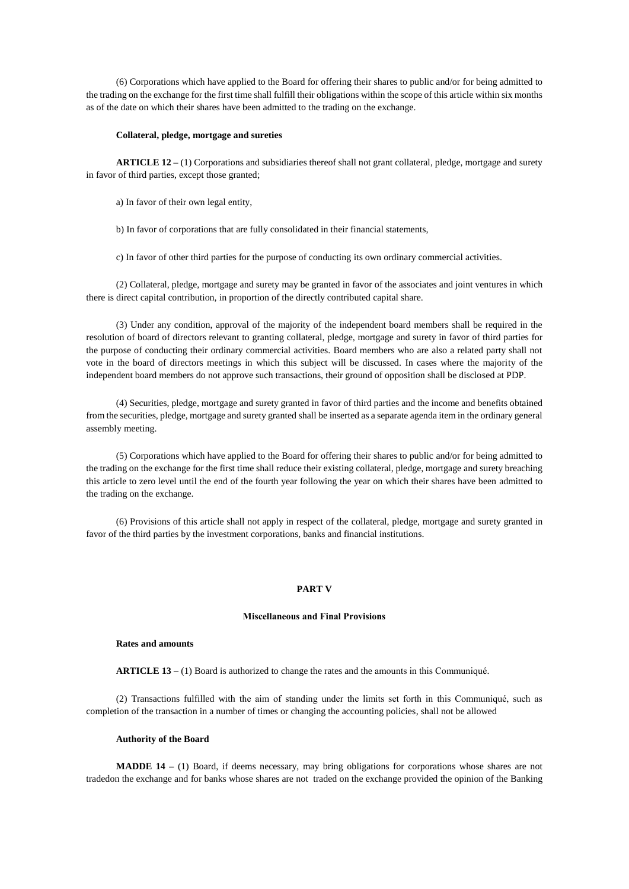(6) Corporations which have applied to the Board for offering their shares to public and/or for being admitted to the trading on the exchange for the first time shall fulfill their obligations within the scope of this article within six months as of the date on which their shares have been admitted to the trading on the exchange.

**Collateral, pledge, mortgage and sureties**

**ARTICLE 12 –** (1) Corporations and subsidiaries thereof shall not grant collateral, pledge, mortgage and surety in favor of third parties, except those granted;

a) In favor of their own legal entity,

b) In favor of corporations that are fully consolidated in their financial statements,

c) In favor of other third parties for the purpose of conducting its own ordinary commercial activities.

(2) Collateral, pledge, mortgage and surety may be granted in favor of the associates and joint ventures in which there is direct capital contribution, in proportion of the directly contributed capital share.

(3) Under any condition, approval of the majority of the independent board members shall be required in the resolution of board of directors relevant to granting collateral, pledge, mortgage and surety in favor of third parties for the purpose of conducting their ordinary commercial activities. Board members who are also a related party shall not vote in the board of directors meetings in which this subject will be discussed. In cases where the majority of the independent board members do not approve such transactions, their ground of opposition shall be disclosed at PDP.

(4) Securities, pledge, mortgage and surety granted in favor of third parties and the income and benefits obtained from the securities, pledge, mortgage and surety granted shall be inserted as a separate agenda item in the ordinary general assembly meeting.

(5) Corporations which have applied to the Board for offering their shares to public and/or for being admitted to the trading on the exchange for the first time shall reduce their existing collateral, pledge, mortgage and surety breaching this article to zero level until the end of the fourth year following the year on which their shares have been admitted to the trading on the exchange.

(6) Provisions of this article shall not apply in respect of the collateral, pledge, mortgage and surety granted in favor of the third parties by the investment corporations, banks and financial institutions.

## PART V

## Miscellaneous and Final Provisions

**Rates and amounts**

**ARTICLE 13 –** (1) Board is authorized to change the rates and the amounts in this Communiqué.

(2) Transactions fulfilled with the aim of standing under the limits set forth in this Communiqué, such as completion of the transaction in a number of times or changing the accounting policies, shall not be allowed

**Authority of the Board**

**MADDE 14 –** (1) Board, if deems necessary, may bring obligations for corporations whose shares are not tradedon the exchange and for banks whose shares are not traded on the exchange provided the opinion of the Banking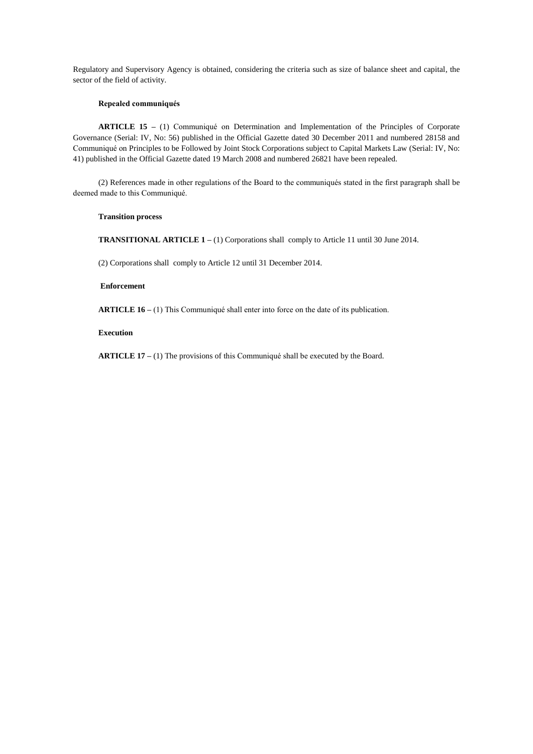Regulatory and Supervisory Agency is obtained, considering the criteria such as size of balance sheet and capital, the sector of the field of activity.

**Repealed communiqués**

**ARTICLE 15 –** (1) Communiqué on Determination and Implementation of the Principles of Corporate Governance (Serial: IV, No: 56) published in the Official Gazette dated 30 December 2011 and numbered 28158 and Communiqué on Principles to be Followed by Joint Stock Corporations subject to Capital Markets Law (Serial: IV, No: 41) published in the Official Gazette dated 19 March 2008 and numbered 26821 have been repealed.

(2) References made in other regulations of the Board to the communiqués stated in the first paragraph shall be deemed made to this Communiqué.

**Transition process**

**TRANSITIONAL ARTICLE 1 –** (1) Corporations shall comply to Article 11 until 30 June 2014.

(2) Corporations shall comply to Article 12 until 31 December 2014.

**Enforcement**

**ARTICLE 16 –** (1) This Communiqué shall enter into force on the date of its publication.

**Execution**

**ARTICLE 17 –** (1) The provisions of this Communiqué shall be executed by the Board.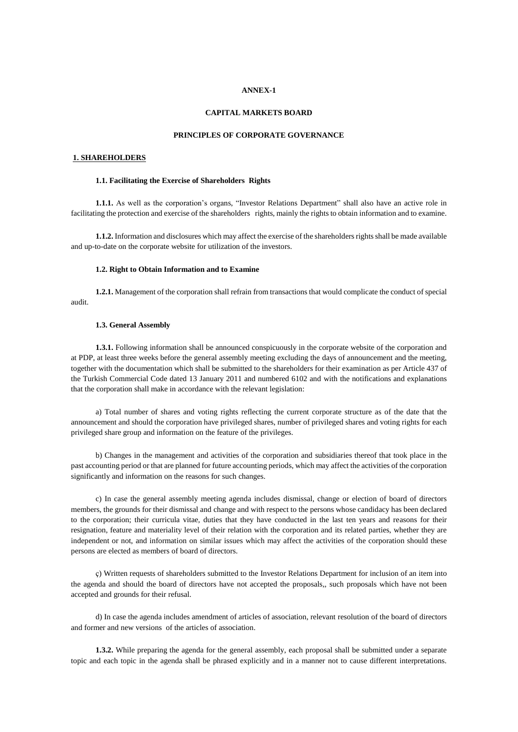**ANNEX-1**

**CAPITAL MARKETS BOARD**

**PRINCIPLES OF CORPORATE GOVERNANCE**

## 1. SHAREHOLDERS

### 1.1. Facilitating the Exercise of Shareholders Rights

**1.1.1.** As well as the corporation's organs, "Investor Relations Department" shall also have an active role in facilitating the protection and exercise of the shareholders rights, mainly the rights to obtain information and to examine.

**1.1.2.** Information and disclosures which may affect the exercise of the shareholders rights shall be made available and up-to-date on the corporate website for utilization of the investors.

### 1.2. Right to Obtain Information and to Examine

**1.2.1.** Management of the corporation shall refrain from transactions that would complicate the conduct of special audit.

### 1.3. General Assembly

**1.3.1.** Following information shall be announced conspicuously in the corporate website of the corporation and at PDP, at least three weeks before the general assembly meeting excluding the days of announcement and the meeting, together with the documentation which shall be submitted to the shareholders for their examination as per Article 437 of the Turkish Commercial Code dated 13 January 2011 and numbered 6102 and with the notifications and explanations that the corporation shall make in accordance with the relevant legislation:

a) Total number of shares and voting rights reflecting the current corporate structure as of the date that the announcement and should the corporation have privileged shares, number of privileged shares and voting rights for each privileged share group and information on the feature of the privileges.

b) Changes in the management and activities of the corporation and subsidiaries thereof that took place in the past accounting period or that are planned for future accounting periods, which may affect the activities of the corporation significantly and information on the reasons for such changes.

c) In case the general assembly meeting agenda includes dismissal, change or election of board of directors members, the grounds for their dismissal and change and with respect to the persons whose candidacy has been declared to the corporation; their curricula vitae, duties that they have conducted in the last ten years and reasons for their resignation, feature and materiality level of their relation with the corporation and its related parties, whether they are independent or not, and information on similar issues which may affect the activities of the corporation should these persons are elected as members of board of directors.

ç) Written requests of shareholders submitted to the Investor Relations Department for inclusion of an item into the agenda and should the board of directors have not accepted the proposals,, such proposals which have not been accepted and grounds for their refusal.

d) In case the agenda includes amendment of articles of association, relevant resolution of the board of directors and former and new versions of the articles of association.

**1.3.2.** While preparing the agenda for the general assembly, each proposal shall be submitted under a separate topic and each topic in the agenda shall be phrased explicitly and in a manner not to cause different interpretations.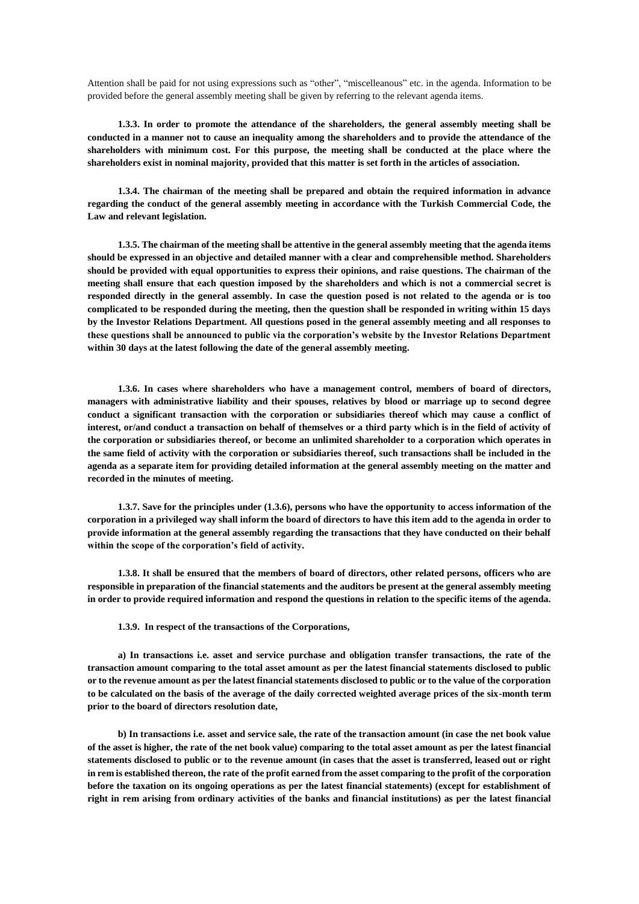Attention shall be paid for not using expressions such as "other", "miscelleaneous" etc. in the agenda. Information to be provided before the general assembly meeting shall be given by referring to the relevant agenda items.

**1.3.3. In order to promote the attendance of the shareholders, the general assembly meeting shall be conducted in a manner not to cause an inequality among the shareholders and to provide the attendance of the shareholders with minimum cost. For this purpose, the meeting shall be conducted at the place where the shareholders exist in nominal majority, provided that this matter is set forth in the articles of association.**

**1.3.4. The chairman of the meeting shall be prepared and obtain the required information in advance regarding the conduct of the general assembly meeting in accordance with the Turkish Commercial Code, the Law and relevant legislation.**

**1.3.5. The chairman of the meeting shall be attentive in the general assembly meeting that the agenda items should be expressed in an objective and detailed manner with a clear and comprehensible method. Shareholders should be provided with equal opportunities to express their opinions, and raise questions. The chairman of the meeting shall ensure that each question imposed by the shareholders and which is not a commercial secret is responded directly in the general assembly. In case the question posed is not related to the agenda or is too complicated to be responded during the meeting, then the question shall be responded in writing within 15 days by the Investor Relations Department. All questions posed in the general assembly meeting and all responses to these questions shall be announced to public via the corporation's website by the Investor Relations Department within 30 days at the latest following the date of the general assembly meeting.**

**1.3.6. In cases where shareholders who have a management control, members of board of directors, managers with administrative liability and their spouses, relatives by blood or marriage up to second degree conduct a significant transaction with the corporation or subsidiaries thereof which may cause a conflict of interest, or/and conduct a transaction on behalf of themselves or a third party which is in the field of activity of the corporation or subsidiaries thereof, or become an unlimited shareholder to a corporation which operates in the same field of activity with the corporation or subsidiaries thereof, such transactions shall be included in the agenda as a separate item for providing detailed information at the general assembly meeting on the matter and recorded in the minutes of meeting.**

**1.3.7. Save for the principles under (1.3.6), persons who have the opportunity to access information of the corporation in a privileged way shall inform the board of directors to have this item add to the agenda in order to provide information at the general assembly regarding the transactions that they have conducted on their behalf within the scope of the corporation's field of activity.**

**1.3.8. It shall be ensured that the members of board of directors, other related persons, officers who are responsible in preparation of the financial statements and the auditors be present at the general assembly meeting in order to provide required information and respond the questions in relation to the specific items of the agenda.**

**1.3.9. In respect of the transactions of the Corporations,**

**a) In transactions i.e. asset and service purchase and obligation transfer transactions, the rate of the transaction amount comparing to the total asset amount as per the latest financial statements disclosed to public or to the revenue amount as per the latest financial statements disclosed to public or to the value of the corporation to be calculated on the basis of the average of the daily corrected weighted average prices of the six-month term prior to the board of directors resolution date,**

**b) In transactions i.e. asset and service sale, the rate of the transaction amount (in case the net book value of the asset is higher, the rate of the net book value) comparing to the total asset amount as per the latest financial statements disclosed to public or to the revenue amount (in cases that the asset is transferred, leased out or right in rem is established thereon, the rate of the profit earned from the asset comparing to the profit of the corporation before the taxation on its ongoing operations as per the latest financial statements) (except for establishment of right in rem arising from ordinary activities of the banks and financial institutions) as per the latest financial**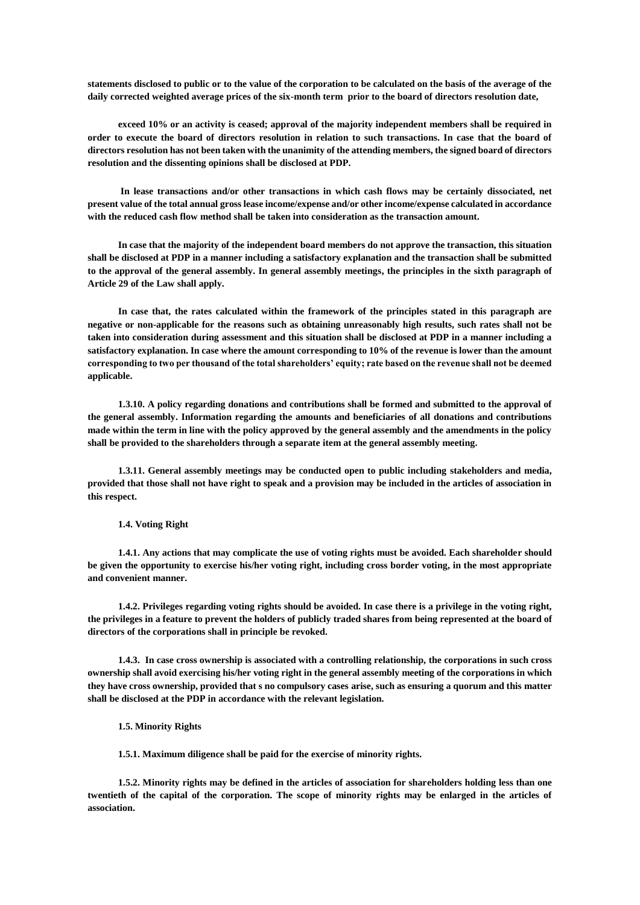**statements disclosed to public or to the value of the corporation to be calculated on the basis of the average of the daily corrected weighted average prices of the six-month term prior to the board of directors resolution date,**

**exceed 10% or an activity is ceased; approval of the majority independent members shall be required in order to execute the board of directors resolution in relation to such transactions. In case that the board of directors resolution has not been taken with the unanimity of the attending members, the signed board of directors resolution and the dissenting opinions shall be disclosed at PDP.**

**In lease transactions and/or other transactions in which cash flows may be certainly dissociated, net present value of the total annual gross lease income/expense and/or other income/expense calculated in accordance with the reduced cash flow method shall be taken into consideration as the transaction amount.**

**In case that the majority of the independent board members do not approve the transaction, this situation shall be disclosed at PDP in a manner including a satisfactory explanation and the transaction shall be submitted to the approval of the general assembly. In general assembly meetings, the principles in the sixth paragraph of Article 29 of the Law shall apply.**

**In case that, the rates calculated within the framework of the principles stated in this paragraph are negative or non-applicable for the reasons such as obtaining unreasonably high results, such rates shall not be taken into consideration during assessment and this situation shall be disclosed at PDP in a manner including a satisfactory explanation. In case where the amount corresponding to 10% of the revenue is lower than the amount corresponding to two per thousand of the total shareholders' equity; rate based on the revenue shall not be deemed applicable.**

**1.3.10. A policy regarding donations and contributions shall be formed and submitted to the approval of the general assembly. Information regarding the amounts and beneficiaries of all donations and contributions made within the term in line with the policy approved by the general assembly and the amendments in the policy shall be provided to the shareholders through a separate item at the general assembly meeting.**

**1.3.11. General assembly meetings may be conducted open to public including stakeholders and media, provided that those shall not have right to speak and a provision may be included in the articles of association in this respect.**

**1.4. Voting Right**

**1.4.1. Any actions that may complicate the use of voting rights must be avoided. Each shareholder should be given the opportunity to exercise his/her voting right, including cross border voting, in the most appropriate and convenient manner.**

**1.4.2. Privileges regarding voting rights should be avoided. In case there is a privilege in the voting right, the privileges in a feature to prevent the holders of publicly traded shares from being represented at the board of directors of the corporations shall in principle be revoked.**

**1.4.3. In case cross ownership is associated with a controlling relationship, the corporations in such cross ownership shall avoid exercising his/her voting right in the general assembly meeting of the corporations in which they have cross ownership, provided that s no compulsory cases arise, such as ensuring a quorum and this matter shall be disclosed at the PDP in accordance with the relevant legislation.**

**1.5. Minority Rights**

**1.5.1. Maximum diligence shall be paid for the exercise of minority rights.**

**1.5.2. Minority rights may be defined in the articles of association for shareholders holding less than one twentieth of the capital of the corporation. The scope of minority rights may be enlarged in the articles of association.**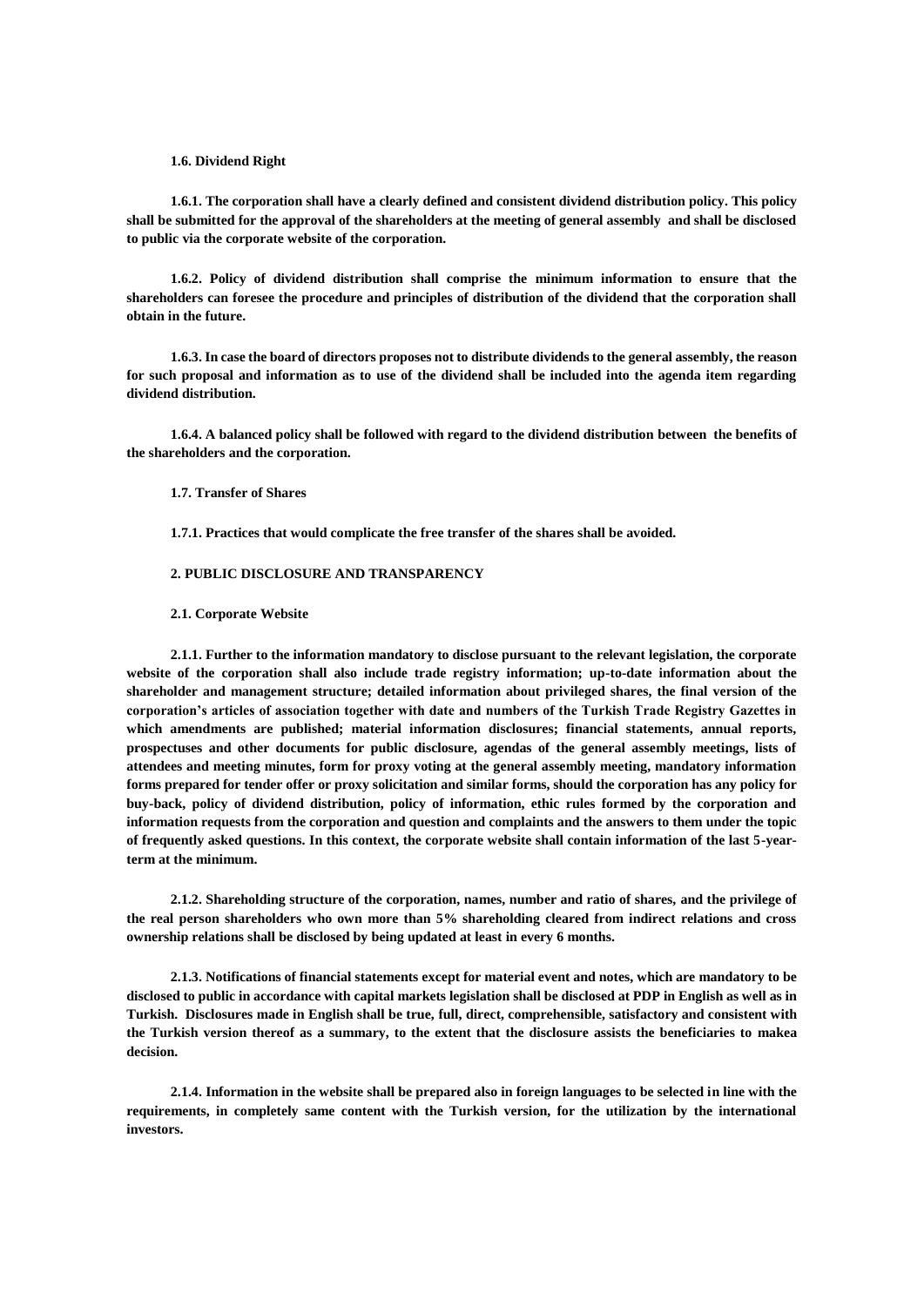**1.6. Dividend Right**

**1.6.1. The corporation shall have a clearly defined and consistent dividend distribution policy. This policy shall be submitted for the approval of the shareholders at the meeting of general assembly and shall be disclosed to public via the corporate website of the corporation.**

**1.6.2. Policy of dividend distribution shall comprise the minimum information to ensure that the shareholders can foresee the procedure and principles of distribution of the dividend that the corporation shall obtain in the future.**

**1.6.3. In case the board of directors proposes not to distribute dividends to the general assembly, the reason for such proposal and information as to use of the dividend shall be included into the agenda item regarding dividend distribution.**

**1.6.4. A balanced policy shall be followed with regard to the dividend distribution between the benefits of the shareholders and the corporation.**

**1.7. Transfer of Shares**

**1.7.1. Practices that would complicate the free transfer of the shares shall be avoided.**

**2. PUBLIC DISCLOSURE AND TRANSPARENCY**

**2.1. Corporate Website**

**2.1.1. Further to the information mandatory to disclose pursuant to the relevant legislation, the corporate website of the corporation shall also include trade registry information; up-to-date information about the shareholder and management structure; detailed information about privileged shares, the final version of the corporation's articles of association together with date and numbers of the Turkish Trade Registry Gazettes in which amendments are published; material information disclosures; financial statements, annual reports, prospectuses and other documents for public disclosure, agendas of the general assembly meetings, lists of attendees and meeting minutes, form for proxy voting at the general assembly meeting, mandatory information forms prepared for tender offer or proxy solicitation and similar forms, should the corporation has any policy for buy-back, policy of dividend distribution, policy of information, ethic rules formed by the corporation and information requests from the corporation and question and complaints and the answers to them under the topic of frequently asked questions. In this context, the corporate website shall contain information of the last 5-year-term at the minimum.**

**2.1.2. Shareholding structure of the corporation, names, number and ratio of shares, and the privilege of the real person shareholders who own more than 5% shareholding cleared from indirect relations and cross ownership relations shall be disclosed by being updated at least in every 6 months.**

**2.1.3. Notifications of financial statements except for material event and notes, which are mandatory to be disclosed to public in accordance with capital markets legislation shall be disclosed at PDP in English as well as in Turkish. Disclosures made in English shall be true, full, direct, comprehensible, satisfactory and consistent with the Turkish version thereof as a summary, to the extent that the disclosure assists the beneficiaries to makea decision.**

**2.1.4. Information in the website shall be prepared also in foreign languages to be selected in line with the requirements, in completely same content with the Turkish version, for the utilization by the international investors.**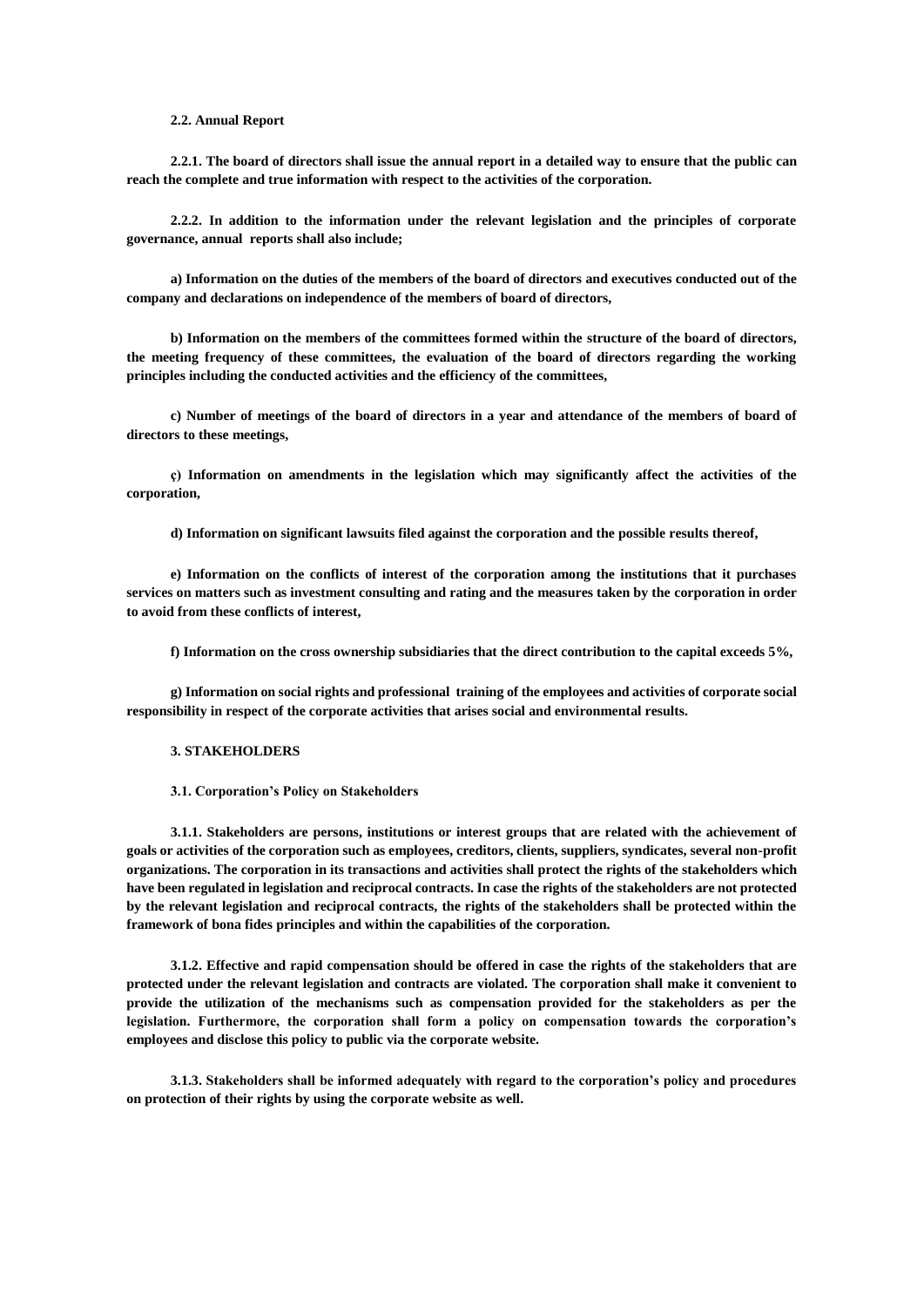**2.2. Annual Report**

**2.2.1. The board of directors shall issue the annual report in a detailed way to ensure that the public can reach the complete and true information with respect to the activities of the corporation.**

**2.2.2. In addition to the information under the relevant legislation and the principles of corporate governance, annual reports shall also include;**

**a) Information on the duties of the members of the board of directors and executives conducted out of the company and declarations on independence of the members of board of directors,**

**b) Information on the members of the committees formed within the structure of the board of directors, the meeting frequency of these committees, the evaluation of the board of directors regarding the working principles including the conducted activities and the efficiency of the committees,**

**c) Number of meetings of the board of directors in a year and attendance of the members of board of directors to these meetings,**

**ç) Information on amendments in the legislation which may significantly affect the activities of the corporation,**

**d) Information on significant lawsuits filed against the corporation and the possible results thereof,**

**e) Information on the conflicts of interest of the corporation among the institutions that it purchases services on matters such as investment consulting and rating and the measures taken by the corporation in order to avoid from these conflicts of interest,**

**f) Information on the cross ownership subsidiaries that the direct contribution to the capital exceeds 5%,**

**g) Information on social rights and professional training of the employees and activities of corporate social responsibility in respect of the corporate activities that arises social and environmental results.**

**3. STAKEHOLDERS**

**3.1. Corporation's Policy on Stakeholders**

**3.1.1. Stakeholders are persons, institutions or interest groups that are related with the achievement of goals or activities of the corporation such as employees, creditors, clients, suppliers, syndicates, several non-profit organizations. The corporation in its transactions and activities shall protect the rights of the stakeholders which have been regulated in legislation and reciprocal contracts. In case the rights of the stakeholders are not protected by the relevant legislation and reciprocal contracts, the rights of the stakeholders shall be protected within the framework of bona fides principles and within the capabilities of the corporation.**

**3.1.2. Effective and rapid compensation should be offered in case the rights of the stakeholders that are protected under the relevant legislation and contracts are violated. The corporation shall make it convenient to provide the utilization of the mechanisms such as compensation provided for the stakeholders as per the legislation. Furthermore, the corporation shall form a policy on compensation towards the corporation's employees and disclose this policy to public via the corporate website.**

**3.1.3. Stakeholders shall be informed adequately with regard to the corporation's policy and procedures on protection of their rights by using the corporate website as well.**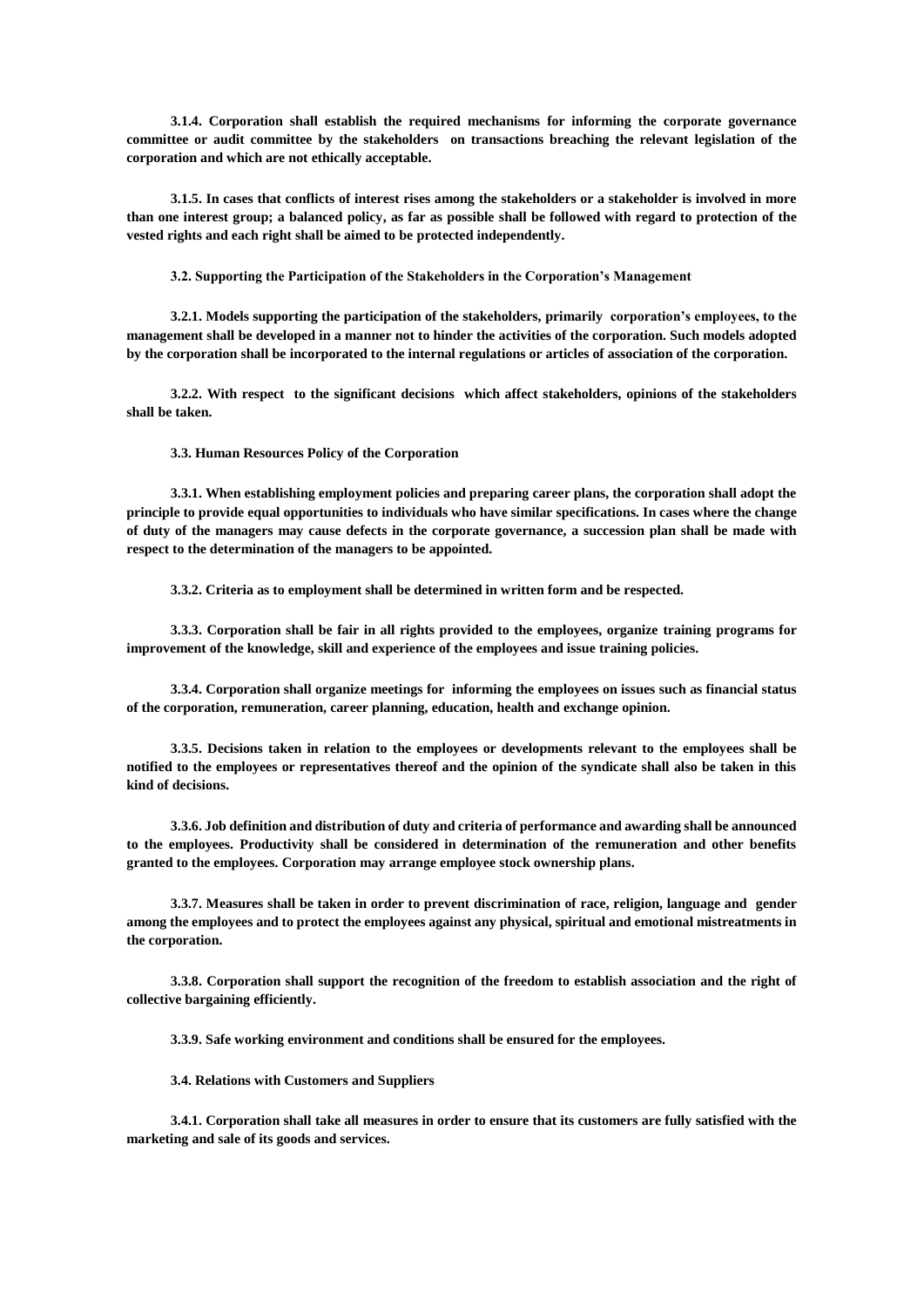**3.1.4. Corporation shall establish the required mechanisms for informing the corporate governance committee or audit committee by the stakeholders on transactions breaching the relevant legislation of the corporation and which are not ethically acceptable.**

**3.1.5. In cases that conflicts of interest rises among the stakeholders or a stakeholder is involved in more than one interest group; a balanced policy, as far as possible shall be followed with regard to protection of the vested rights and each right shall be aimed to be protected independently.**

### 3.2. Supporting the Participation of the Stakeholders in the Corporation's Management

**3.2.1. Models supporting the participation of the stakeholders, primarily corporation's employees, to the management shall be developed in a manner not to hinder the activities of the corporation. Such models adopted by the corporation shall be incorporated to the internal regulations or articles of association of the corporation.**

**3.2.2. With respect to the significant decisions which affect stakeholders, opinions of the stakeholders shall be taken.**

### 3.3. Human Resources Policy of the Corporation

**3.3.1. When establishing employment policies and preparing career plans, the corporation shall adopt the principle to provide equal opportunities to individuals who have similar specifications. In cases where the change of duty of the managers may cause defects in the corporate governance, a succession plan shall be made with respect to the determination of the managers to be appointed.**

**3.3.2. Criteria as to employment shall be determined in written form and be respected.**

**3.3.3. Corporation shall be fair in all rights provided to the employees, organize training programs for improvement of the knowledge, skill and experience of the employees and issue training policies.**

**3.3.4. Corporation shall organize meetings for informing the employees on issues such as financial status of the corporation, remuneration, career planning, education, health and exchange opinion.**

**3.3.5. Decisions taken in relation to the employees or developments relevant to the employees shall be notified to the employees or representatives thereof and the opinion of the syndicate shall also be taken in this kind of decisions.**

**3.3.6. Job definition and distribution of duty and criteria of performance and awarding shall be announced to the employees. Productivity shall be considered in determination of the remuneration and other benefits granted to the employees. Corporation may arrange employee stock ownership plans.**

**3.3.7. Measures shall be taken in order to prevent discrimination of race, religion, language and gender among the employees and to protect the employees against any physical, spiritual and emotional mistreatments in the corporation.**

**3.3.8. Corporation shall support the recognition of the freedom to establish association and the right of collective bargaining efficiently.**

**3.3.9. Safe working environment and conditions shall be ensured for the employees.**

### 3.4. Relations with Customers and Suppliers

**3.4.1. Corporation shall take all measures in order to ensure that its customers are fully satisfied with the marketing and sale of its goods and services.**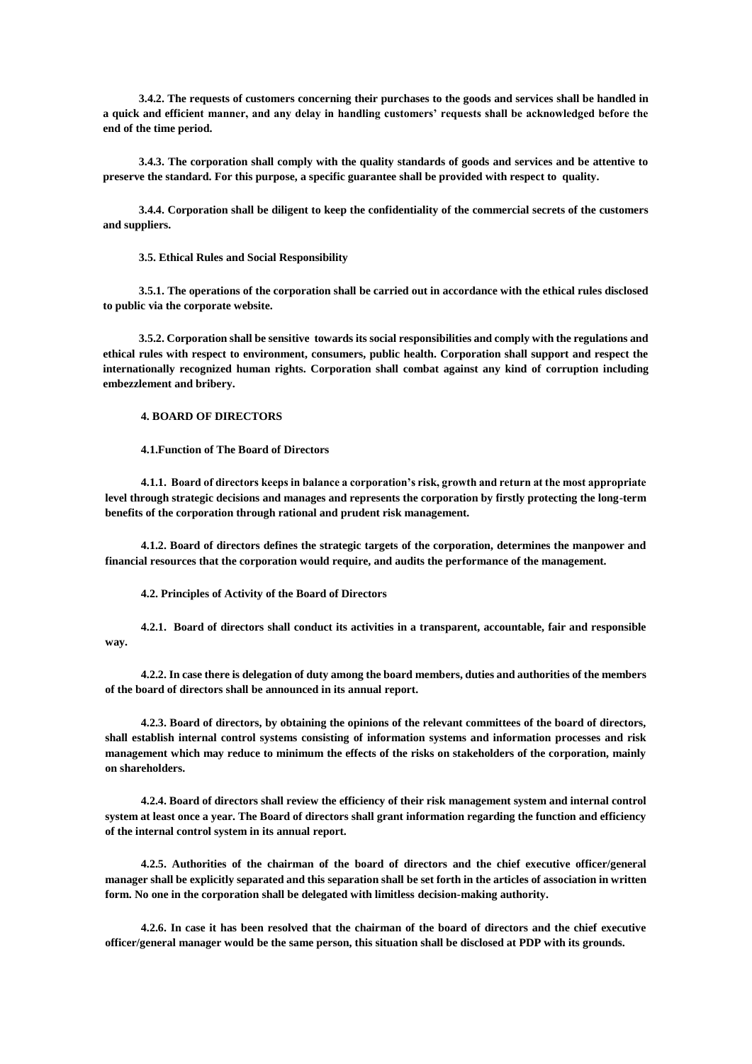**3.4.2. The requests of customers concerning their purchases to the goods and services shall be handled in a quick and efficient manner, and any delay in handling customers' requests shall be acknowledged before the end of the time period.**

**3.4.3. The corporation shall comply with the quality standards of goods and services and be attentive to preserve the standard. For this purpose, a specific guarantee shall be provided with respect to quality.**

**3.4.4. Corporation shall be diligent to keep the confidentiality of the commercial secrets of the customers and suppliers.**

**3.5. Ethical Rules and Social Responsibility**

**3.5.1. The operations of the corporation shall be carried out in accordance with the ethical rules disclosed to public via the corporate website.**

**3.5.2. Corporation shall be sensitive towards its social responsibilities and comply with the regulations and ethical rules with respect to environment, consumers, public health. Corporation shall support and respect the internationally recognized human rights. Corporation shall combat against any kind of corruption including embezzlement and bribery.**

## 4. BOARD OF DIRECTORS

**4.1.Function of The Board of Directors**

**4.1.1. Board of directors keeps in balance a corporation's risk, growth and return at the most appropriate level through strategic decisions and manages and represents the corporation by firstly protecting the long-term benefits of the corporation through rational and prudent risk management.**

**4.1.2. Board of directors defines the strategic targets of the corporation, determines the manpower and financial resources that the corporation would require, and audits the performance of the management.**

**4.2. Principles of Activity of the Board of Directors**

**4.2.1. Board of directors shall conduct its activities in a transparent, accountable, fair and responsible way.**

**4.2.2. In case there is delegation of duty among the board members, duties and authorities of the members of the board of directors shall be announced in its annual report.**

**4.2.3. Board of directors, by obtaining the opinions of the relevant committees of the board of directors, shall establish internal control systems consisting of information systems and information processes and risk management which may reduce to minimum the effects of the risks on stakeholders of the corporation, mainly on shareholders.**

**4.2.4. Board of directors shall review the efficiency of their risk management system and internal control system at least once a year. The Board of directors shall grant information regarding the function and efficiency of the internal control system in its annual report.**

**4.2.5. Authorities of the chairman of the board of directors and the chief executive officer/general manager shall be explicitly separated and this separation shall be set forth in the articles of association in written form. No one in the corporation shall be delegated with limitless decision-making authority.**

**4.2.6. In case it has been resolved that the chairman of the board of directors and the chief executive officer/general manager would be the same person, this situation shall be disclosed at PDP with its grounds.**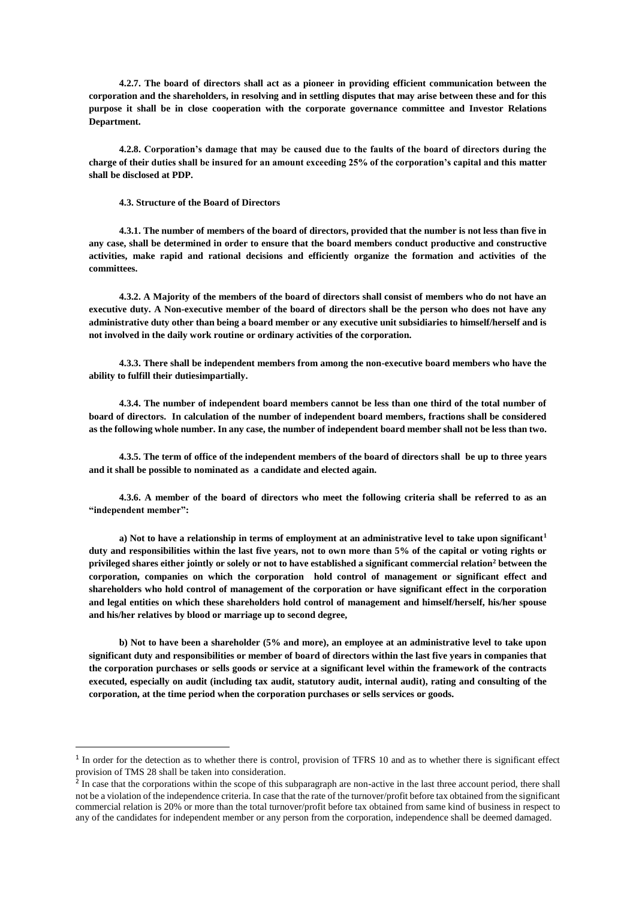**4.2.7. The board of directors shall act as a pioneer in providing efficient communication between the corporation and the shareholders, in resolving and in settling disputes that may arise between these and for this purpose it shall be in close cooperation with the corporate governance committee and Investor Relations Department.**

**4.2.8. Corporation's damage that may be caused due to the faults of the board of directors during the charge of their duties shall be insured for an amount exceeding 25% of the corporation's capital and this matter shall be disclosed at PDP.**

**4.3. Structure of the Board of Directors**

**4.3.1. The number of members of the board of directors, provided that the number is not less than five in any case, shall be determined in order to ensure that the board members conduct productive and constructive activities, make rapid and rational decisions and efficiently organize the formation and activities of the committees.**

**4.3.2. A Majority of the members of the board of directors shall consist of members who do not have an executive duty. A Non-executive member of the board of directors shall be the person who does not have any administrative duty other than being a board member or any executive unit subsidiaries to himself/herself and is not involved in the daily work routine or ordinary activities of the corporation.**

**4.3.3. There shall be independent members from among the non-executive board members who have the ability to fulfill their dutiesimpartially.**

**4.3.4. The number of independent board members cannot be less than one third of the total number of board of directors. In calculation of the number of independent board members, fractions shall be considered as the following whole number. In any case, the number of independent board member shall not be less than two.**

**4.3.5. The term of office of the independent members of the board of directors shall be up to three years and it shall be possible to nominated as a candidate and elected again.**

**4.3.6. A member of the board of directors who meet the following criteria shall be referred to as an "independent member":**

**a) Not to have a relationship in terms of employment at an administrative level to take upon significant[1] duty and responsibilities within the last five years, not to own more than 5% of the capital or voting rights or privileged shares either jointly or solely or not to have established a significant commercial relation[2] between the corporation, companies on which the corporation hold control of management or significant effect and shareholders who hold control of management of the corporation or have significant effect in the corporation and legal entities on which these shareholders hold control of management and himself/herself, his/her spouse and his/her relatives by blood or marriage up to second degree,**

**b) Not to have been a shareholder (5% and more), an employee at an administrative level to take upon significant duty and responsibilities or member of board of directors within the last five years in companies that the corporation purchases or sells goods or service at a significant level within the framework of the contracts executed, especially on audit (including tax audit, statutory audit, internal audit), rating and consulting of the corporation, at the time period when the corporation purchases or sells services or goods.**

---

[1] In order for the detection as to whether there is control, provision of TFRS 10 and as to whether there is significant effect provision of TMS 28 shall be taken into consideration.

[2] In case that the corporations within the scope of this subparagraph are non-active in the last three account period, there shall not be a violation of the independence criteria. In case that the rate of the turnover/profit before tax obtained from the significant commercial relation is 20% or more than the total turnover/profit before tax obtained from same kind of business in respect to any of the candidates for independent member or any person from the corporation, independence shall be deemed damaged.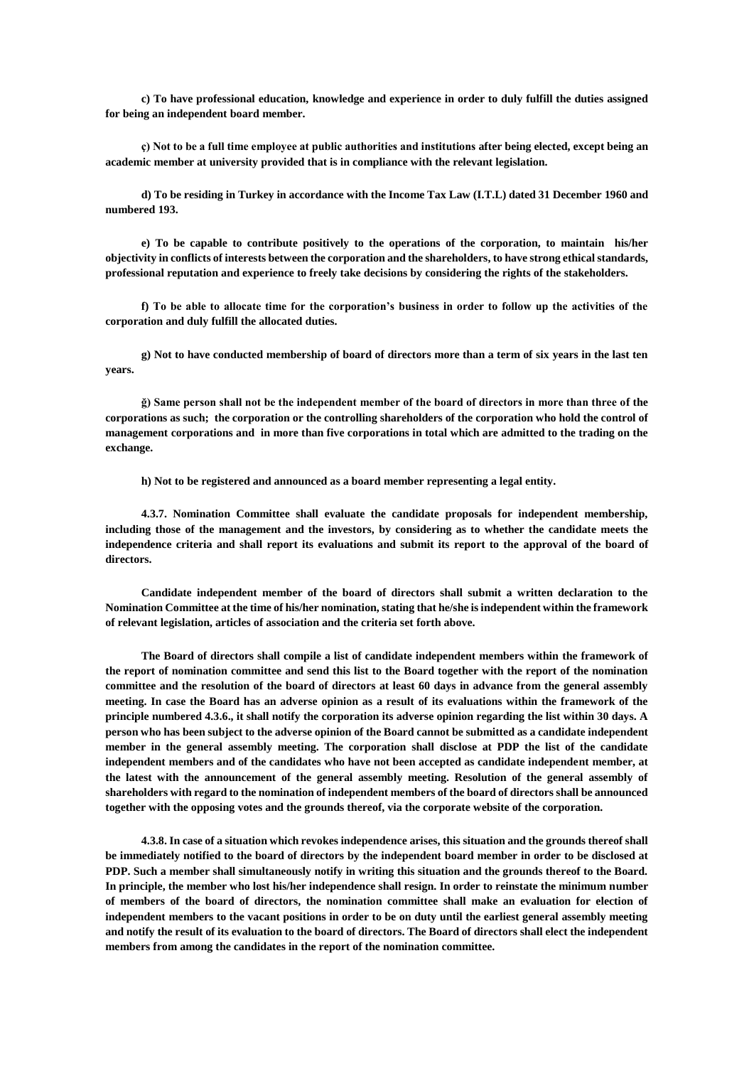**c) To have professional education, knowledge and experience in order to duly fulfill the duties assigned for being an independent board member.**

**ç) Not to be a full time employee at public authorities and institutions after being elected, except being an academic member at university provided that is in compliance with the relevant legislation.**

**d) To be residing in Turkey in accordance with the Income Tax Law (I.T.L) dated 31 December 1960 and numbered 193.**

**e) To be capable to contribute positively to the operations of the corporation, to maintain his/her objectivity in conflicts of interests between the corporation and the shareholders, to have strong ethical standards, professional reputation and experience to freely take decisions by considering the rights of the stakeholders.**

**f) To be able to allocate time for the corporation's business in order to follow up the activities of the corporation and duly fulfill the allocated duties.**

**g) Not to have conducted membership of board of directors more than a term of six years in the last ten years.**

**ğ) Same person shall not be the independent member of the board of directors in more than three of the corporations as such; the corporation or the controlling shareholders of the corporation who hold the control of management corporations and in more than five corporations in total which are admitted to the trading on the exchange.**

**h) Not to be registered and announced as a board member representing a legal entity.**

**4.3.7. Nomination Committee shall evaluate the candidate proposals for independent membership, including those of the management and the investors, by considering as to whether the candidate meets the independence criteria and shall report its evaluations and submit its report to the approval of the board of directors.**

**Candidate independent member of the board of directors shall submit a written declaration to the Nomination Committee at the time of his/her nomination, stating that he/she is independent within the framework of relevant legislation, articles of association and the criteria set forth above.**

**The Board of directors shall compile a list of candidate independent members within the framework of the report of nomination committee and send this list to the Board together with the report of the nomination committee and the resolution of the board of directors at least 60 days in advance from the general assembly meeting. In case the Board has an adverse opinion as a result of its evaluations within the framework of the principle numbered 4.3.6., it shall notify the corporation its adverse opinion regarding the list within 30 days. A person who has been subject to the adverse opinion of the Board cannot be submitted as a candidate independent member in the general assembly meeting. The corporation shall disclose at PDP the list of the candidate independent members and of the candidates who have not been accepted as candidate independent member, at the latest with the announcement of the general assembly meeting. Resolution of the general assembly of shareholders with regard to the nomination of independent members of the board of directors shall be announced together with the opposing votes and the grounds thereof, via the corporate website of the corporation.**

**4.3.8. In case of a situation which revokes independence arises, this situation and the grounds thereof shall be immediately notified to the board of directors by the independent board member in order to be disclosed at PDP. Such a member shall simultaneously notify in writing this situation and the grounds thereof to the Board. In principle, the member who lost his/her independence shall resign. In order to reinstate the minimum number of members of the board of directors, the nomination committee shall make an evaluation for election of independent members to the vacant positions in order to be on duty until the earliest general assembly meeting and notify the result of its evaluation to the board of directors. The Board of directors shall elect the independent members from among the candidates in the report of the nomination committee.**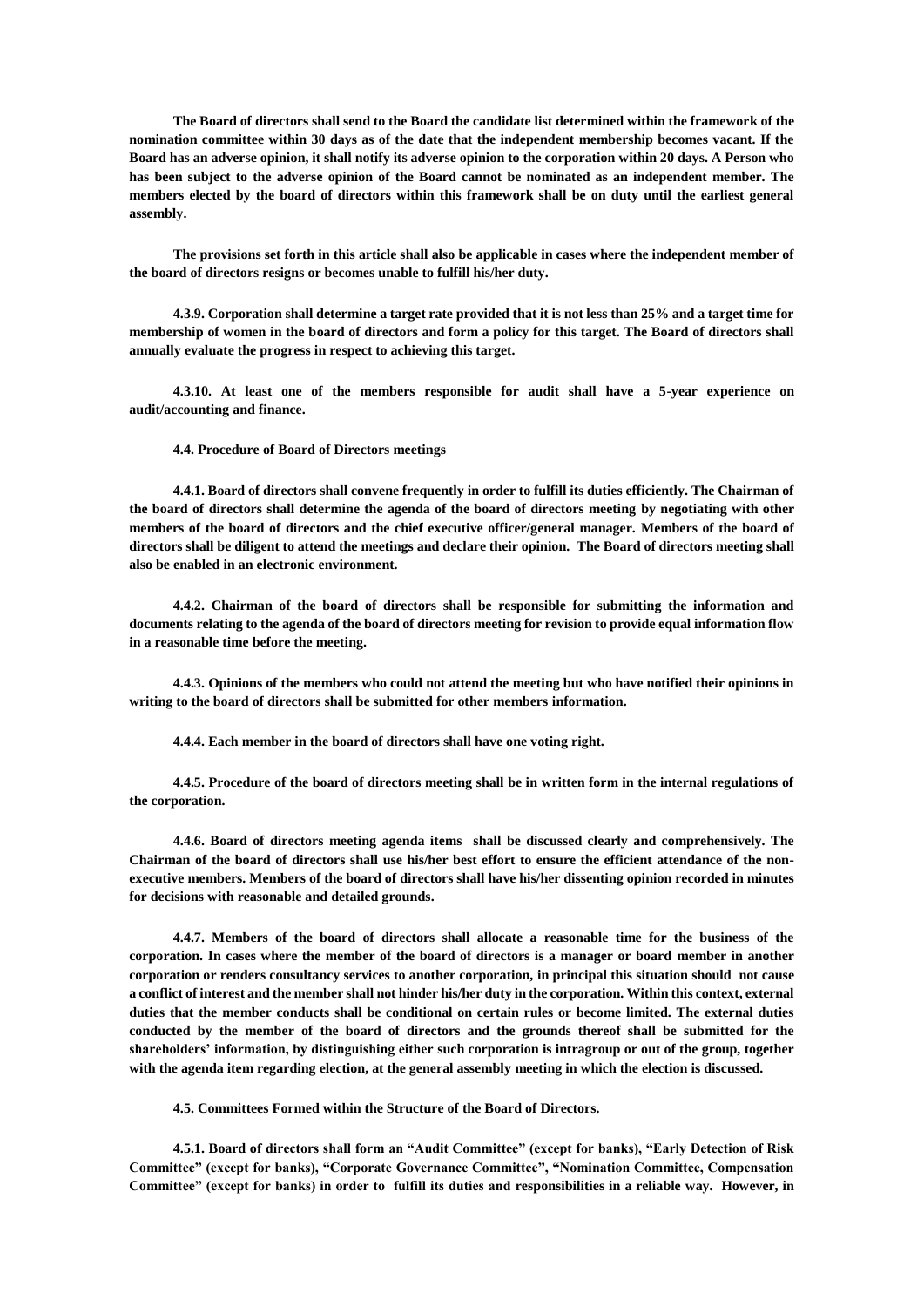**The Board of directors shall send to the Board the candidate list determined within the framework of the nomination committee within 30 days as of the date that the independent membership becomes vacant. If the Board has an adverse opinion, it shall notify its adverse opinion to the corporation within 20 days. A Person who has been subject to the adverse opinion of the Board cannot be nominated as an independent member. The members elected by the board of directors within this framework shall be on duty until the earliest general assembly.**

**The provisions set forth in this article shall also be applicable in cases where the independent member of the board of directors resigns or becomes unable to fulfill his/her duty.**

**4.3.9. Corporation shall determine a target rate provided that it is not less than 25% and a target time for membership of women in the board of directors and form a policy for this target. The Board of directors shall annually evaluate the progress in respect to achieving this target.**

**4.3.10. At least one of the members responsible for audit shall have a 5-year experience on audit/accounting and finance.**

**4.4. Procedure of Board of Directors meetings**

**4.4.1. Board of directors shall convene frequently in order to fulfill its duties efficiently. The Chairman of the board of directors shall determine the agenda of the board of directors meeting by negotiating with other members of the board of directors and the chief executive officer/general manager. Members of the board of directors shall be diligent to attend the meetings and declare their opinion. The Board of directors meeting shall also be enabled in an electronic environment.**

**4.4.2. Chairman of the board of directors shall be responsible for submitting the information and documents relating to the agenda of the board of directors meeting for revision to provide equal information flow in a reasonable time before the meeting.**

**4.4.3. Opinions of the members who could not attend the meeting but who have notified their opinions in writing to the board of directors shall be submitted for other members information.**

**4.4.4. Each member in the board of directors shall have one voting right.**

**4.4.5. Procedure of the board of directors meeting shall be in written form in the internal regulations of the corporation.**

**4.4.6. Board of directors meeting agenda items shall be discussed clearly and comprehensively. The Chairman of the board of directors shall use his/her best effort to ensure the efficient attendance of the non-executive members. Members of the board of directors shall have his/her dissenting opinion recorded in minutes for decisions with reasonable and detailed grounds.**

**4.4.7. Members of the board of directors shall allocate a reasonable time for the business of the corporation. In cases where the member of the board of directors is a manager or board member in another corporation or renders consultancy services to another corporation, in principal this situation should not cause a conflict of interest and the member shall not hinder his/her duty in the corporation. Within this context, external duties that the member conducts shall be conditional on certain rules or become limited. The external duties conducted by the member of the board of directors and the grounds thereof shall be submitted for the shareholders' information, by distinguishing either such corporation is intragroup or out of the group, together with the agenda item regarding election, at the general assembly meeting in which the election is discussed.**

**4.5. Committees Formed within the Structure of the Board of Directors.**

**4.5.1. Board of directors shall form an "Audit Committee" (except for banks), "Early Detection of Risk Committee" (except for banks), "Corporate Governance Committee", "Nomination Committee, Compensation Committee" (except for banks) in order to fulfill its duties and responsibilities in a reliable way. However, in**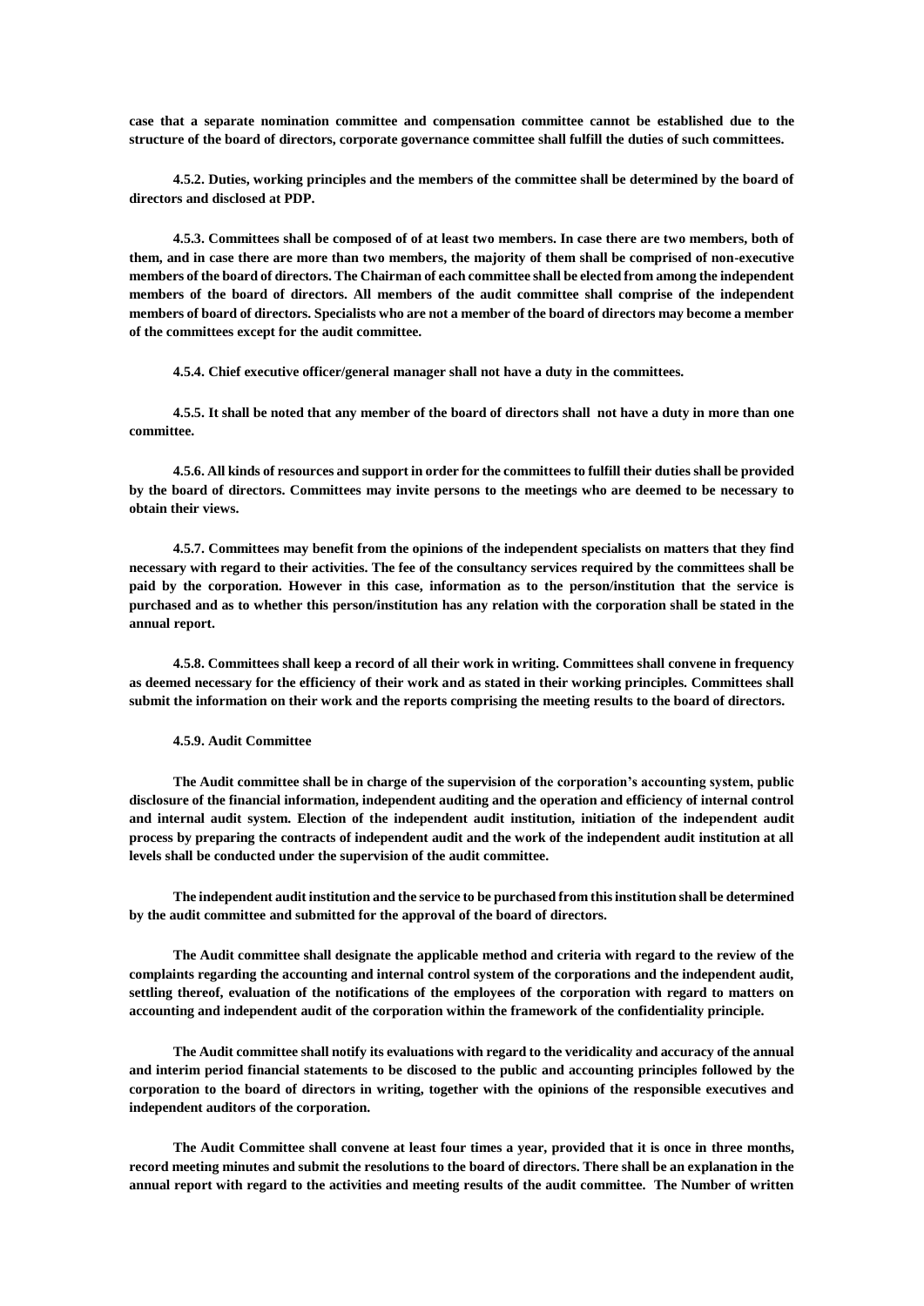**case that a separate nomination committee and compensation committee cannot be established due to the structure of the board of directors, corporate governance committee shall fulfill the duties of such committees.**

**4.5.2. Duties, working principles and the members of the committee shall be determined by the board of directors and disclosed at PDP.**

**4.5.3. Committees shall be composed of of at least two members. In case there are two members, both of them, and in case there are more than two members, the majority of them shall be comprised of non-executive members of the board of directors. The Chairman of each committee shall be elected from among the independent members of the board of directors. All members of the audit committee shall comprise of the independent members of board of directors. Specialists who are not a member of the board of directors may become a member of the committees except for the audit committee.**

**4.5.4. Chief executive officer/general manager shall not have a duty in the committees.**

**4.5.5. It shall be noted that any member of the board of directors shall not have a duty in more than one committee.**

**4.5.6. All kinds of resources and support in order for the committees to fulfill their duties shall be provided by the board of directors. Committees may invite persons to the meetings who are deemed to be necessary to obtain their views.**

**4.5.7. Committees may benefit from the opinions of the independent specialists on matters that they find necessary with regard to their activities. The fee of the consultancy services required by the committees shall be paid by the corporation. However in this case, information as to the person/institution that the service is purchased and as to whether this person/institution has any relation with the corporation shall be stated in the annual report.**

**4.5.8. Committees shall keep a record of all their work in writing. Committees shall convene in frequency as deemed necessary for the efficiency of their work and as stated in their working principles. Committees shall submit the information on their work and the reports comprising the meeting results to the board of directors.**

**4.5.9. Audit Committee**

**The Audit committee shall be in charge of the supervision of the corporation's accounting system, public disclosure of the financial information, independent auditing and the operation and efficiency of internal control and internal audit system. Election of the independent audit institution, initiation of the independent audit process by preparing the contracts of independent audit and the work of the independent audit institution at all levels shall be conducted under the supervision of the audit committee.**

**The independent audit institution and the service to be purchased from this institution shall be determined by the audit committee and submitted for the approval of the board of directors.**

**The Audit committee shall designate the applicable method and criteria with regard to the review of the complaints regarding the accounting and internal control system of the corporations and the independent audit, settling thereof, evaluation of the notifications of the employees of the corporation with regard to matters on accounting and independent audit of the corporation within the framework of the confidentiality principle.**

**The Audit committee shall notify its evaluations with regard to the veridicality and accuracy of the annual and interim period financial statements to be discosed to the public and accounting principles followed by the corporation to the board of directors in writing, together with the opinions of the responsible executives and independent auditors of the corporation.**

**The Audit Committee shall convene at least four times a year, provided that it is once in three months, record meeting minutes and submit the resolutions to the board of directors. There shall be an explanation in the annual report with regard to the activities and meeting results of the audit committee. The Number of written**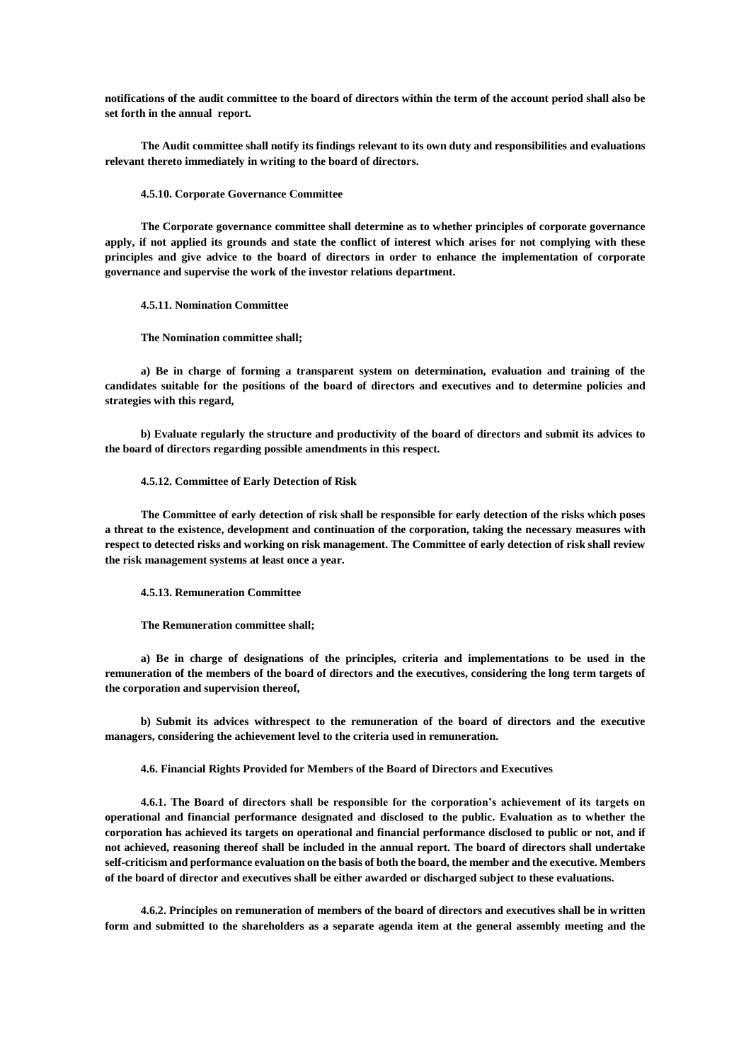**notifications of the audit committee to the board of directors within the term of the account period shall also be set forth in the annual report.**

**The Audit committee shall notify its findings relevant to its own duty and responsibilities and evaluations relevant thereto immediately in writing to the board of directors.**

**4.5.10. Corporate Governance Committee**

**The Corporate governance committee shall determine as to whether principles of corporate governance apply, if not applied its grounds and state the conflict of interest which arises for not complying with these principles and give advice to the board of directors in order to enhance the implementation of corporate governance and supervise the work of the investor relations department.**

**4.5.11. Nomination Committee**

**The Nomination committee shall;**

**a) Be in charge of forming a transparent system on determination, evaluation and training of the candidates suitable for the positions of the board of directors and executives and to determine policies and strategies with this regard,**

**b) Evaluate regularly the structure and productivity of the board of directors and submit its advices to the board of directors regarding possible amendments in this respect.**

**4.5.12. Committee of Early Detection of Risk**

**The Committee of early detection of risk shall be responsible for early detection of the risks which poses a threat to the existence, development and continuation of the corporation, taking the necessary measures with respect to detected risks and working on risk management. The Committee of early detection of risk shall review the risk management systems at least once a year.**

**4.5.13. Remuneration Committee**

**The Remuneration committee shall;**

**a) Be in charge of designations of the principles, criteria and implementations to be used in the remuneration of the members of the board of directors and the executives, considering the long term targets of the corporation and supervision thereof,**

**b) Submit its advices withrespect to the remuneration of the board of directors and the executive managers, considering the achievement level to the criteria used in remuneration.**

**4.6. Financial Rights Provided for Members of the Board of Directors and Executives**

**4.6.1. The Board of directors shall be responsible for the corporation's achievement of its targets on operational and financial performance designated and disclosed to the public. Evaluation as to whether the corporation has achieved its targets on operational and financial performance disclosed to public or not, and if not achieved, reasoning thereof shall be included in the annual report. The board of directors shall undertake self-criticism and performance evaluation on the basis of both the board, the member and the executive. Members of the board of director and executives shall be either awarded or discharged subject to these evaluations.**

**4.6.2. Principles on remuneration of members of the board of directors and executives shall be in written form and submitted to the shareholders as a separate agenda item at the general assembly meeting and the**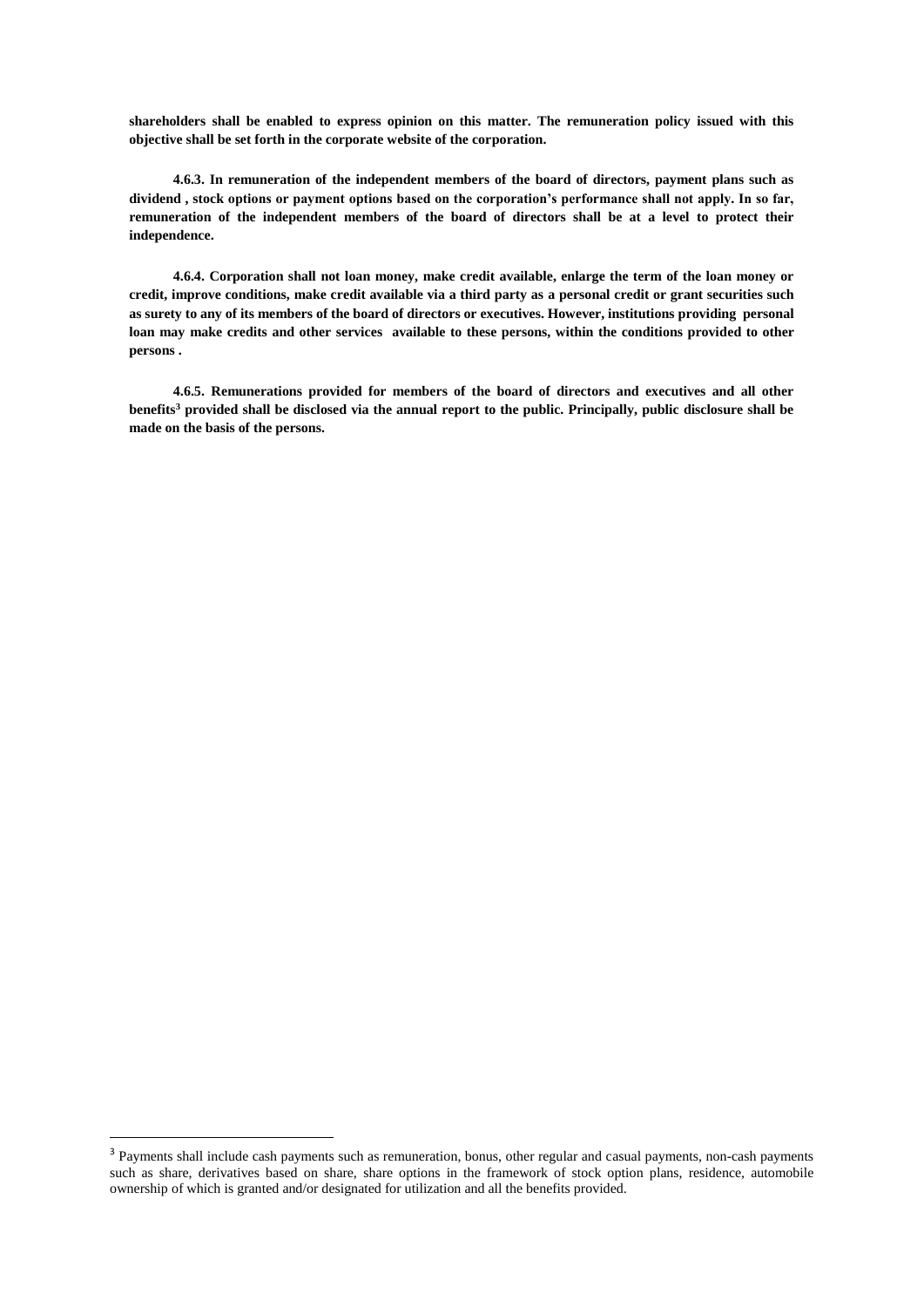**shareholders shall be enabled to express opinion on this matter. The remuneration policy issued with this objective shall be set forth in the corporate website of the corporation.**

**4.6.3. In remuneration of the independent members of the board of directors, payment plans such as dividend , stock options or payment options based on the corporation's performance shall not apply. In so far, remuneration of the independent members of the board of directors shall be at a level to protect their independence.**

**4.6.4. Corporation shall not loan money, make credit available, enlarge the term of the loan money or credit, improve conditions, make credit available via a third party as a personal credit or grant securities such as surety to any of its members of the board of directors or executives. However, institutions providing personal loan may make credits and other services available to these persons, within the conditions provided to other persons .**

**4.6.5. Remunerations provided for members of the board of directors and executives and all other benefits[3] provided shall be disclosed via the annual report to the public. Principally, public disclosure shall be made on the basis of the persons.**

---

[3] Payments shall include cash payments such as remuneration, bonus, other regular and casual payments, non-cash payments such as share, derivatives based on share, share options in the framework of stock option plans, residence, automobile ownership of which is granted and/or designated for utilization and all the benefits provided.